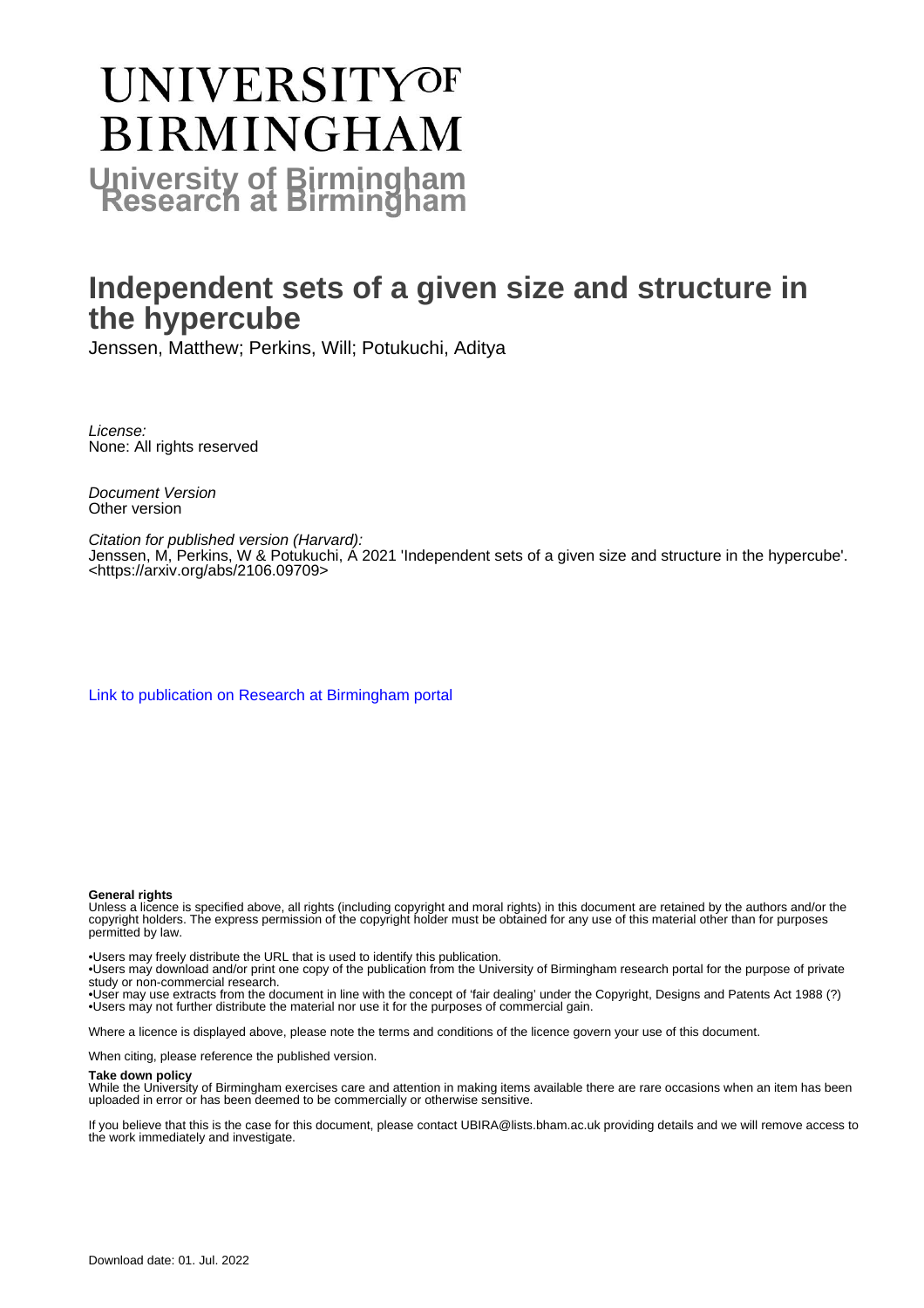# UNIVERSITY OF BIRMINGHAM

**University of Birmingham Research at Birmingham**

# Independent sets of a given size and structure in the hypercube

Jenssen, Matthew; Perkins, Will; Potukuchi, Aditya

*License:*
None: All rights reserved

*Document Version*
Other version

*Citation for published version (Harvard):*
Jenssen, M, Perkins, W & Potukuchi, A 2021 'Independent sets of a given size and structure in the hypercube'. <https://arxiv.org/abs/2106.09709>

[Link to publication on Research at Birmingham portal]

**General rights**
Unless a licence is specified above, all rights (including copyright and moral rights) in this document are retained by the authors and/or the copyright holders. The express permission of the copyright holder must be obtained for any use of this material other than for purposes permitted by law.

•Users may freely distribute the URL that is used to identify this publication.
•Users may download and/or print one copy of the publication from the University of Birmingham research portal for the purpose of private study or non-commercial research.
•User may use extracts from the document in line with the concept of 'fair dealing' under the Copyright, Designs and Patents Act 1988 (?)
•Users may not further distribute the material nor use it for the purposes of commercial gain.

Where a licence is displayed above, please note the terms and conditions of the licence govern your use of this document.

When citing, please reference the published version.

**Take down policy**
While the University of Birmingham exercises care and attention in making items available there are rare occasions when an item has been uploaded in error or has been deemed to be commercially or otherwise sensitive.

If you believe that this is the case for this document, please contact UBIRA@lists.bham.ac.uk providing details and we will remove access to the work immediately and investigate.

Download date: 01. Jul. 2022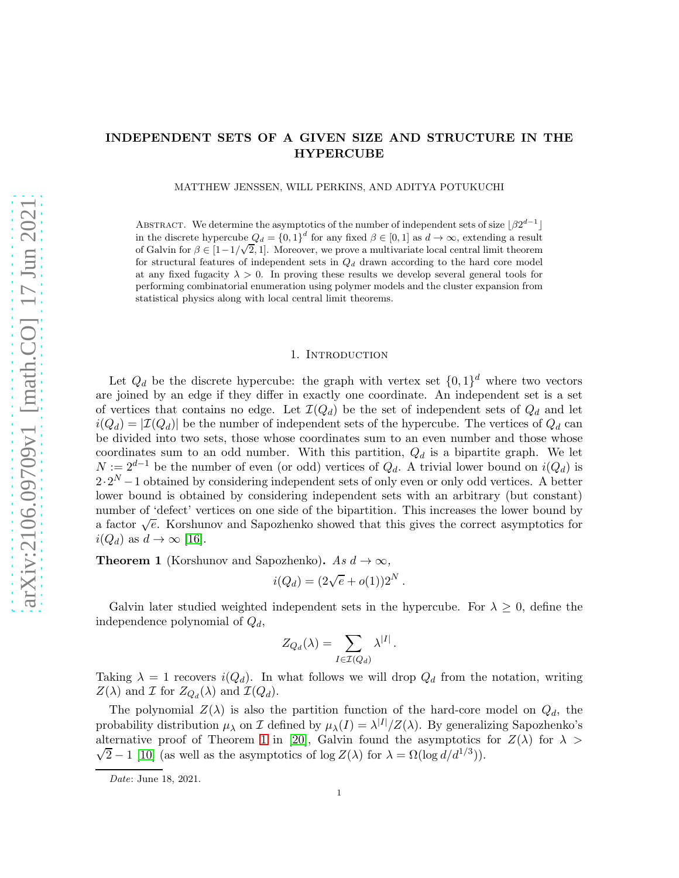# INDEPENDENT SETS OF A GIVEN SIZE AND STRUCTURE IN THE HYPERCUBE

MATTHEW JENSSEN, WILL PERKINS, AND ADITYA POTUKUCHI

Abstract. We determine the asymptotics of the number of independent sets of size $\lfloor \beta 2^{d-1} \rfloor$ in the discrete hypercube $Q_d = \{0,1\}^d$ for any fixed $\beta \in [0,1]$ as $d \to \infty$, extending a result of Galvin for $\beta \in [1-1/\sqrt{2}, 1]$. Moreover, we prove a multivariate local central limit theorem for structural features of independent sets in $Q_d$ drawn according to the hard core model at any fixed fugacity $\lambda > 0$. In proving these results we develop several general tools for performing combinatorial enumeration using polymer models and the cluster expansion from statistical physics along with local central limit theorems.

## 1. Introduction

Let $Q_d$ be the discrete hypercube: the graph with vertex set $\{0,1\}^d$ where two vectors are joined by an edge if they differ in exactly one coordinate. An independent set is a set of vertices that contains no edge. Let $\mathcal{I}(Q_d)$ be the set of independent sets of $Q_d$ and let $i(Q_d) = |\mathcal{I}(Q_d)|$ be the number of independent sets of the hypercube. The vertices of $Q_d$ can be divided into two sets, those whose coordinates sum to an even number and those whose coordinates sum to an odd number. With this partition, $Q_d$ is a bipartite graph. We let $N := 2^{d-1}$ be the number of even (or odd) vertices of $Q_d$. A trivial lower bound on $i(Q_d)$ is $2 \cdot 2^N - 1$ obtained by considering independent sets of only even or only odd vertices. A better lower bound is obtained by considering independent sets with an arbitrary (but constant) number of 'defect' vertices on one side of the bipartition. This increases the lower bound by a factor $\sqrt{e}$. Korshunov and Sapozhenko showed that this gives the correct asymptotics for $i(Q_d)$ as $d \to \infty$ [16].

**Theorem 1** (Korshunov and Sapozhenko). *As $d \to \infty$,*

$$i(Q_d) = (2\sqrt{e} + o(1))2^N .$$

Galvin later studied weighted independent sets in the hypercube. For $\lambda \geq 0$, define the independence polynomial of $Q_d$,

$$Z_{Q_d}(\lambda) = \sum_{I \in \mathcal{I}(Q_d)} \lambda^{|I|} .$$

Taking $\lambda = 1$ recovers $i(Q_d)$. In what follows we will drop $Q_d$ from the notation, writing $Z(\lambda)$ and $\mathcal{I}$ for $Z_{Q_d}(\lambda)$ and $\mathcal{I}(Q_d)$.

The polynomial $Z(\lambda)$ is also the partition function of the hard-core model on $Q_d$, the probability distribution $\mu_\lambda$ on $\mathcal{I}$ defined by $\mu_\lambda(I) = \lambda^{|I|}/Z(\lambda)$. By generalizing Sapozhenko's alternative proof of Theorem 1 in [20], Galvin found the asymptotics for $Z(\lambda)$ for $\lambda > \sqrt{2} - 1$ [10] (as well as the asymptotics of $\log Z(\lambda)$ for $\lambda = \Omega(\log d/d^{1/3})$).

*Date*: June 18, 2021.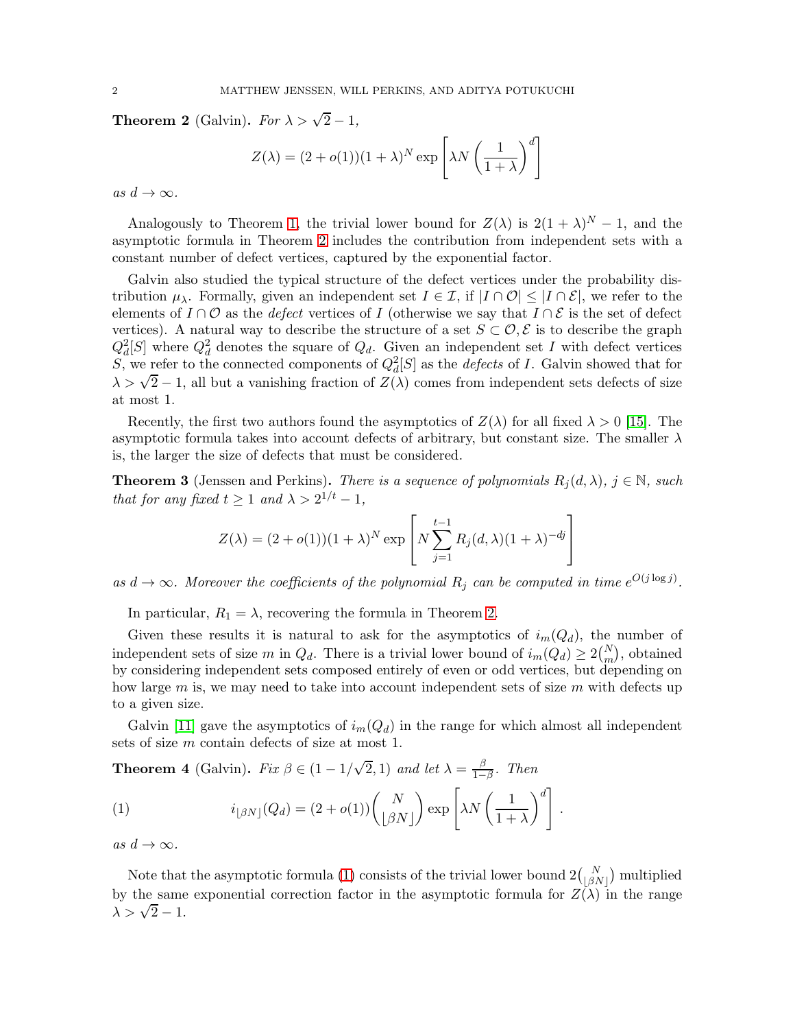**Theorem 2** (Galvin)**.** *For $\lambda > \sqrt{2} - 1$,*

$$Z(\lambda) = (2 + o(1))(1 + \lambda)^N \exp\left[\lambda N \left(\frac{1}{1+\lambda}\right)^d\right]$$

*as $d \to \infty$.*

Analogously to Theorem 1, the trivial lower bound for $Z(\lambda)$ is $2(1+\lambda)^N - 1$, and the asymptotic formula in Theorem 2 includes the contribution from independent sets with a constant number of defect vertices, captured by the exponential factor.

Galvin also studied the typical structure of the defect vertices under the probability distribution $\mu_\lambda$. Formally, given an independent set $I \in \mathcal{I}$, if $|I \cap \mathcal{O}| \leq |I \cap \mathcal{E}|$, we refer to the elements of $I \cap \mathcal{O}$ as the *defect* vertices of $I$ (otherwise we say that $I \cap \mathcal{E}$ is the set of defect vertices). A natural way to describe the structure of a set $S \subset \mathcal{O}, \mathcal{E}$ is to describe the graph $Q_d^2[S]$ where $Q_d^2$ denotes the square of $Q_d$. Given an independent set $I$ with defect vertices $S$, we refer to the connected components of $Q_d^2[S]$ as the *defects* of $I$. Galvin showed that for $\lambda > \sqrt{2} - 1$, all but a vanishing fraction of $Z(\lambda)$ comes from independent sets defects of size at most 1.

Recently, the first two authors found the asymptotics of $Z(\lambda)$ for all fixed $\lambda > 0$ [15]. The asymptotic formula takes into account defects of arbitrary, but constant size. The smaller $\lambda$ is, the larger the size of defects that must be considered.

**Theorem 3** (Jenssen and Perkins)**.** *There is a sequence of polynomials $R_j(d, \lambda)$, $j \in \mathbb{N}$, such that for any fixed $t \geq 1$ and $\lambda > 2^{1/t} - 1$,*

$$Z(\lambda) = (2 + o(1))(1 + \lambda)^N \exp\left[N \sum_{j=1}^{t-1} R_j(d, \lambda)(1 + \lambda)^{-dj}\right]$$

*as $d \to \infty$. Moreover the coefficients of the polynomial $R_j$ can be computed in time $e^{O(j \log j)}$.*

In particular, $R_1 = \lambda$, recovering the formula in Theorem 2.

Given these results it is natural to ask for the asymptotics of $i_m(Q_d)$, the number of independent sets of size $m$ in $Q_d$. There is a trivial lower bound of $i_m(Q_d) \geq 2\binom{N}{m}$, obtained by considering independent sets composed entirely of even or odd vertices, but depending on how large $m$ is, we may need to take into account independent sets of size $m$ with defects up to a given size.

Galvin [11] gave the asymptotics of $i_m(Q_d)$ in the range for which almost all independent sets of size $m$ contain defects of size at most 1.

**Theorem 4** (Galvin)**.** *Fix $\beta \in (1 - 1/\sqrt{2}, 1)$ and let $\lambda = \frac{\beta}{1-\beta}$. Then*

$$i_{\lfloor \beta N \rfloor}(Q_d) = (2 + o(1))\binom{N}{\lfloor \beta N \rfloor} \exp\left[\lambda N \left(\frac{1}{1+\lambda}\right)^d\right]. \tag{1}$$

*as $d \to \infty$.*

Note that the asymptotic formula (1) consists of the trivial lower bound $2\binom{N}{\lfloor \beta N \rfloor}$ multiplied by the same exponential correction factor in the asymptotic formula for $Z(\lambda)$ in the range $\lambda > \sqrt{2} - 1$.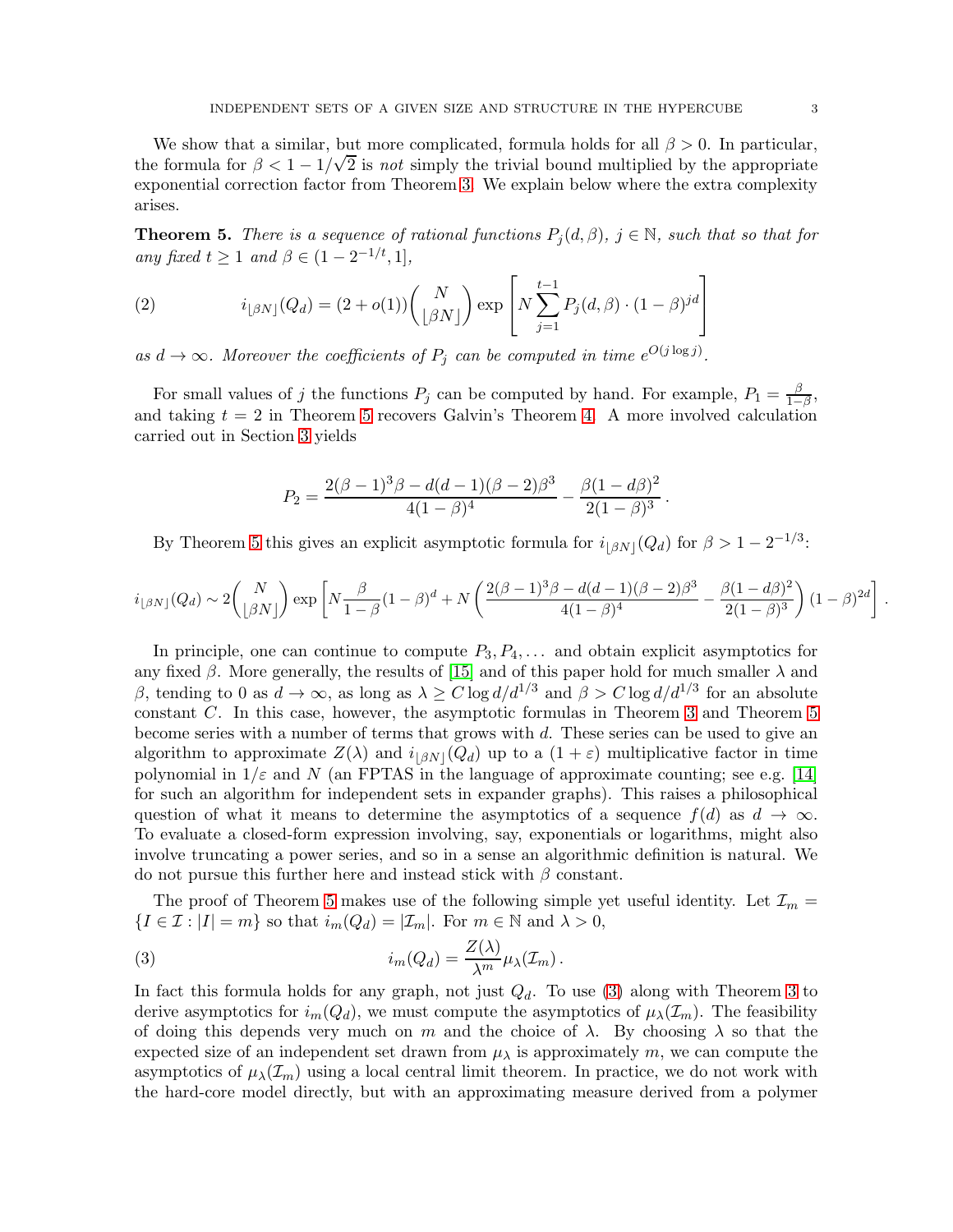We show that a similar, but more complicated, formula holds for all $\beta > 0$. In particular, the formula for $\beta < 1 - 1/\sqrt{2}$ is *not* simply the trivial bound multiplied by the appropriate exponential correction factor from Theorem 3. We explain below where the extra complexity arises.

**Theorem 5.** *There is a sequence of rational functions $P_j(d, \beta)$, $j \in \mathbb{N}$, such that so that for any fixed $t \geq 1$ and $\beta \in (1 - 2^{-1/t}, 1]$,*

$$i_{\lfloor \beta N \rfloor}(Q_d) = (2 + o(1)) \binom{N}{\lfloor \beta N \rfloor} \exp\left[ N \sum_{j=1}^{t-1} P_j(d, \beta) \cdot (1 - \beta)^{jd} \right] \tag{2}$$

*as $d \to \infty$. Moreover the coefficients of $P_j$ can be computed in time $e^{O(j \log j)}$.*

For small values of $j$ the functions $P_j$ can be computed by hand. For example, $P_1 = \frac{\beta}{1-\beta}$, and taking $t = 2$ in Theorem 5 recovers Galvin's Theorem 4. A more involved calculation carried out in Section 3 yields

$$P_2 = \frac{2(\beta - 1)^3 \beta - d(d-1)(\beta - 2)\beta^3}{4(1-\beta)^4} - \frac{\beta(1 - d\beta)^2}{2(1-\beta)^3}.$$

By Theorem 5 this gives an explicit asymptotic formula for $i_{\lfloor \beta N \rfloor}(Q_d)$ for $\beta > 1 - 2^{-1/3}$:

$$i_{\lfloor \beta N \rfloor}(Q_d) \sim 2\binom{N}{\lfloor \beta N \rfloor} \exp\left[ N \frac{\beta}{1-\beta}(1-\beta)^d + N\left( \frac{2(\beta-1)^3\beta - d(d-1)(\beta-2)\beta^3}{4(1-\beta)^4} - \frac{\beta(1-d\beta)^2}{2(1-\beta)^3} \right)(1-\beta)^{2d} \right].$$

In principle, one can continue to compute $P_3, P_4, \ldots$ and obtain explicit asymptotics for any fixed $\beta$. More generally, the results of [15] and of this paper hold for much smaller $\lambda$ and $\beta$, tending to 0 as $d \to \infty$, as long as $\lambda \geq C \log d / d^{1/3}$ and $\beta > C \log d / d^{1/3}$ for an absolute constant $C$. In this case, however, the asymptotic formulas in Theorem 3 and Theorem 5 become series with a number of terms that grows with $d$. These series can be used to give an algorithm to approximate $Z(\lambda)$ and $i_{\lfloor \beta N \rfloor}(Q_d)$ up to a $(1 + \varepsilon)$ multiplicative factor in time polynomial in $1/\varepsilon$ and $N$ (an FPTAS in the language of approximate counting; see e.g. [14] for such an algorithm for independent sets in expander graphs). This raises a philosophical question of what it means to determine the asymptotics of a sequence $f(d)$ as $d \to \infty$. To evaluate a closed-form expression involving, say, exponentials or logarithms, might also involve truncating a power series, and so in a sense an algorithmic definition is natural. We do not pursue this further here and instead stick with $\beta$ constant.

The proof of Theorem 5 makes use of the following simple yet useful identity. Let $\mathcal{I}_m = \{I \in \mathcal{I} : |I| = m\}$ so that $i_m(Q_d) = |\mathcal{I}_m|$. For $m \in \mathbb{N}$ and $\lambda > 0$,

$$i_m(Q_d) = \frac{Z(\lambda)}{\lambda^m} \mu_\lambda(\mathcal{I}_m). \tag{3}$$

In fact this formula holds for any graph, not just $Q_d$. To use (3) along with Theorem 3 to derive asymptotics for $i_m(Q_d)$, we must compute the asymptotics of $\mu_\lambda(\mathcal{I}_m)$. The feasibility of doing this depends very much on $m$ and the choice of $\lambda$. By choosing $\lambda$ so that the expected size of an independent set drawn from $\mu_\lambda$ is approximately $m$, we can compute the asymptotics of $\mu_\lambda(\mathcal{I}_m)$ using a local central limit theorem. In practice, we do not work with the hard-core model directly, but with an approximating measure derived from a polymer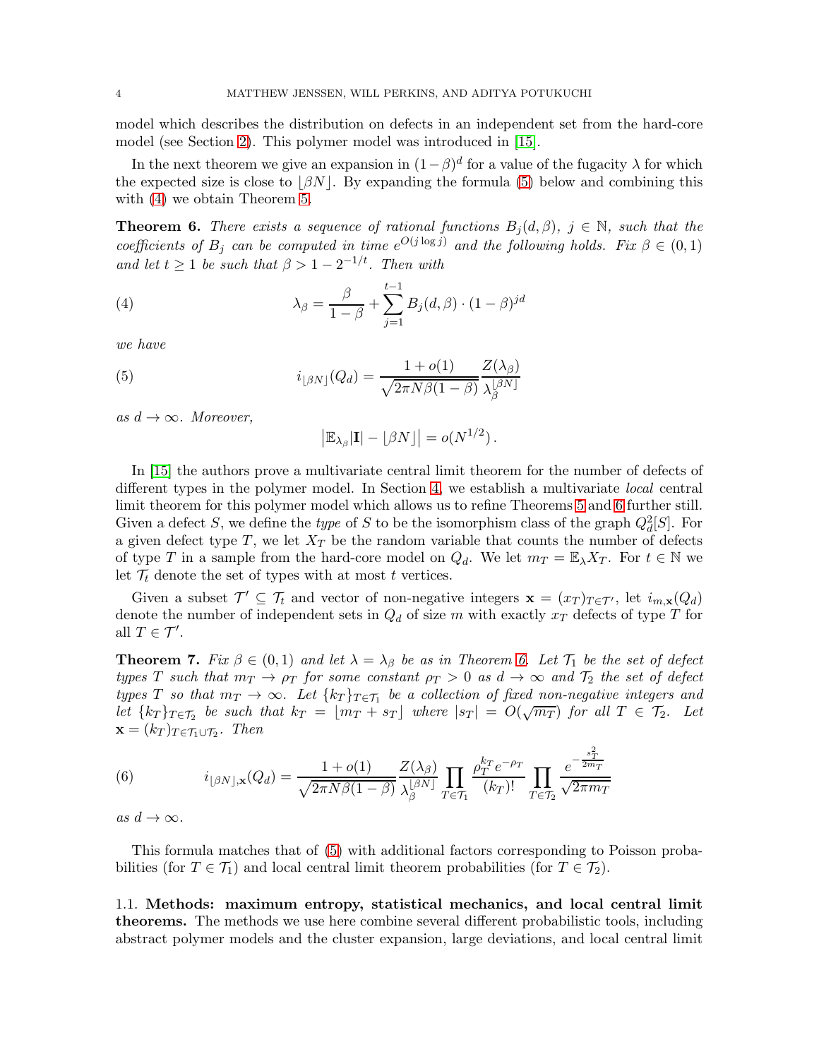model which describes the distribution on defects in an independent set from the hard-core model (see Section 2). This polymer model was introduced in [15].

In the next theorem we give an expansion in $(1-\beta)^d$ for a value of the fugacity $\lambda$ for which the expected size is close to $\lfloor \beta N \rfloor$. By expanding the formula (5) below and combining this with (4) we obtain Theorem 5.

**Theorem 6.** *There exists a sequence of rational functions $B_j(d, \beta)$, $j \in \mathbb{N}$, such that the coefficients of $B_j$ can be computed in time $e^{O(j \log j)}$ and the following holds. Fix $\beta \in (0,1)$ and let $t \geq 1$ be such that $\beta > 1 - 2^{-1/t}$. Then with*

$$\lambda_\beta = \frac{\beta}{1-\beta} + \sum_{j=1}^{t-1} B_j(d, \beta) \cdot (1-\beta)^{jd} \tag{4}$$

*we have*

$$i_{\lfloor \beta N \rfloor}(Q_d) = \frac{1+o(1)}{\sqrt{2\pi N \beta(1-\beta)}} \frac{Z(\lambda_\beta)}{\lambda_\beta^{\lfloor \beta N \rfloor}} \tag{5}$$

*as $d \to \infty$. Moreover,*

$$\left| \mathbb{E}_{\lambda_\beta} |\mathbf{I}| - \lfloor \beta N \rfloor \right| = o(N^{1/2}).$$

In [15] the authors prove a multivariate central limit theorem for the number of defects of different types in the polymer model. In Section 4, we establish a multivariate *local* central limit theorem for this polymer model which allows us to refine Theorems 5 and 6 further still. Given a defect $S$, we define the *type* of $S$ to be the isomorphism class of the graph $Q_d^2[S]$. For a given defect type $T$, we let $X_T$ be the random variable that counts the number of defects of type $T$ in a sample from the hard-core model on $Q_d$. We let $m_T = \mathbb{E}_\lambda X_T$. For $t \in \mathbb{N}$ we let $\mathcal{T}_t$ denote the set of types with at most $t$ vertices.

Given a subset $\mathcal{T}' \subseteq \mathcal{T}_t$ and vector of non-negative integers $\mathbf{x} = (x_T)_{T \in \mathcal{T}'}$, let $i_{m,\mathbf{x}}(Q_d)$ denote the number of independent sets in $Q_d$ of size $m$ with exactly $x_T$ defects of type $T$ for all $T \in \mathcal{T}'$.

**Theorem 7.** *Fix $\beta \in (0,1)$ and let $\lambda = \lambda_\beta$ be as in Theorem 6. Let $\mathcal{T}_1$ be the set of defect types $T$ such that $m_T \to \rho_T$ for some constant $\rho_T > 0$ as $d \to \infty$ and $\mathcal{T}_2$ the set of defect types $T$ so that $m_T \to \infty$. Let $\{k_T\}_{T \in \mathcal{T}_1}$ be a collection of fixed non-negative integers and let $\{k_T\}_{T \in \mathcal{T}_2}$ be such that $k_T = \lfloor m_T + s_T \rfloor$ where $|s_T| = O(\sqrt{m_T})$ for all $T \in \mathcal{T}_2$. Let $\mathbf{x} = (k_T)_{T \in \mathcal{T}_1 \cup \mathcal{T}_2}$. Then*

$$i_{\lfloor \beta N \rfloor, \mathbf{x}}(Q_d) = \frac{1+o(1)}{\sqrt{2\pi N \beta(1-\beta)}} \frac{Z(\lambda_\beta)}{\lambda_\beta^{\lfloor \beta N \rfloor}} \prod_{T \in \mathcal{T}_1} \frac{\rho_T^{k_T} e^{-\rho_T}}{(k_T)!} \prod_{T \in \mathcal{T}_2} \frac{e^{-\frac{s_T^2}{2m_T}}}{\sqrt{2\pi m_T}} \tag{6}$$

*as $d \to \infty$.*

This formula matches that of (5) with additional factors corresponding to Poisson probabilities (for $T \in \mathcal{T}_1$) and local central limit theorem probabilities (for $T \in \mathcal{T}_2$).

## 1.1. Methods: maximum entropy, statistical mechanics, and local central limit theorems.

The methods we use here combine several different probabilistic tools, including abstract polymer models and the cluster expansion, large deviations, and local central limit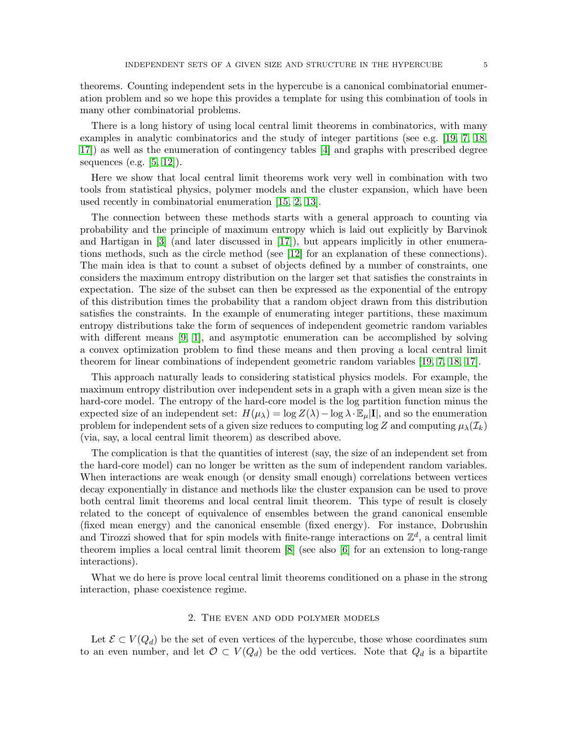theorems. Counting independent sets in the hypercube is a canonical combinatorial enumeration problem and so we hope this provides a template for using this combination of tools in many other combinatorial problems.

There is a long history of using local central limit theorems in combinatorics, with many examples in analytic combinatorics and the study of integer partitions (see e.g. [19, 7, 18, 17]) as well as the enumeration of contingency tables [4] and graphs with prescribed degree sequences (e.g. [5, 12]).

Here we show that local central limit theorems work very well in combination with two tools from statistical physics, polymer models and the cluster expansion, which have been used recently in combinatorial enumeration [15, 2, 13].

The connection between these methods starts with a general approach to counting via probability and the principle of maximum entropy which is laid out explicitly by Barvinok and Hartigan in [3] (and later discussed in [17]), but appears implicitly in other enumerations methods, such as the circle method (see [12] for an explanation of these connections). The main idea is that to count a subset of objects defined by a number of constraints, one considers the maximum entropy distribution on the larger set that satisfies the constraints in expectation. The size of the subset can then be expressed as the exponential of the entropy of this distribution times the probability that a random object drawn from this distribution satisfies the constraints. In the example of enumerating integer partitions, these maximum entropy distributions take the form of sequences of independent geometric random variables with different means [9, 1], and asymptotic enumeration can be accomplished by solving a convex optimization problem to find these means and then proving a local central limit theorem for linear combinations of independent geometric random variables [19, 7, 18, 17].

This approach naturally leads to considering statistical physics models. For example, the maximum entropy distribution over independent sets in a graph with a given mean size is the hard-core model. The entropy of the hard-core model is the log partition function minus the expected size of an independent set: $H(\mu_\lambda) = \log Z(\lambda) - \log \lambda \cdot \mathbb{E}_\mu |\mathbf{I}|$, and so the enumeration problem for independent sets of a given size reduces to computing $\log Z$ and computing $\mu_\lambda(\mathcal{I}_k)$ (via, say, a local central limit theorem) as described above.

The complication is that the quantities of interest (say, the size of an independent set from the hard-core model) can no longer be written as the sum of independent random variables. When interactions are weak enough (or density small enough) correlations between vertices decay exponentially in distance and methods like the cluster expansion can be used to prove both central limit theorems and local central limit theorem. This type of result is closely related to the concept of equivalence of ensembles between the grand canonical ensemble (fixed mean energy) and the canonical ensemble (fixed energy). For instance, Dobrushin and Tirozzi showed that for spin models with finite-range interactions on $\mathbb{Z}^d$, a central limit theorem implies a local central limit theorem [8] (see also [6] for an extension to long-range interactions).

What we do here is prove local central limit theorems conditioned on a phase in the strong interaction, phase coexistence regime.

## 2. The even and odd polymer models

Let $\mathcal{E} \subset V(Q_d)$ be the set of even vertices of the hypercube, those whose coordinates sum to an even number, and let $\mathcal{O} \subset V(Q_d)$ be the odd vertices. Note that $Q_d$ is a bipartite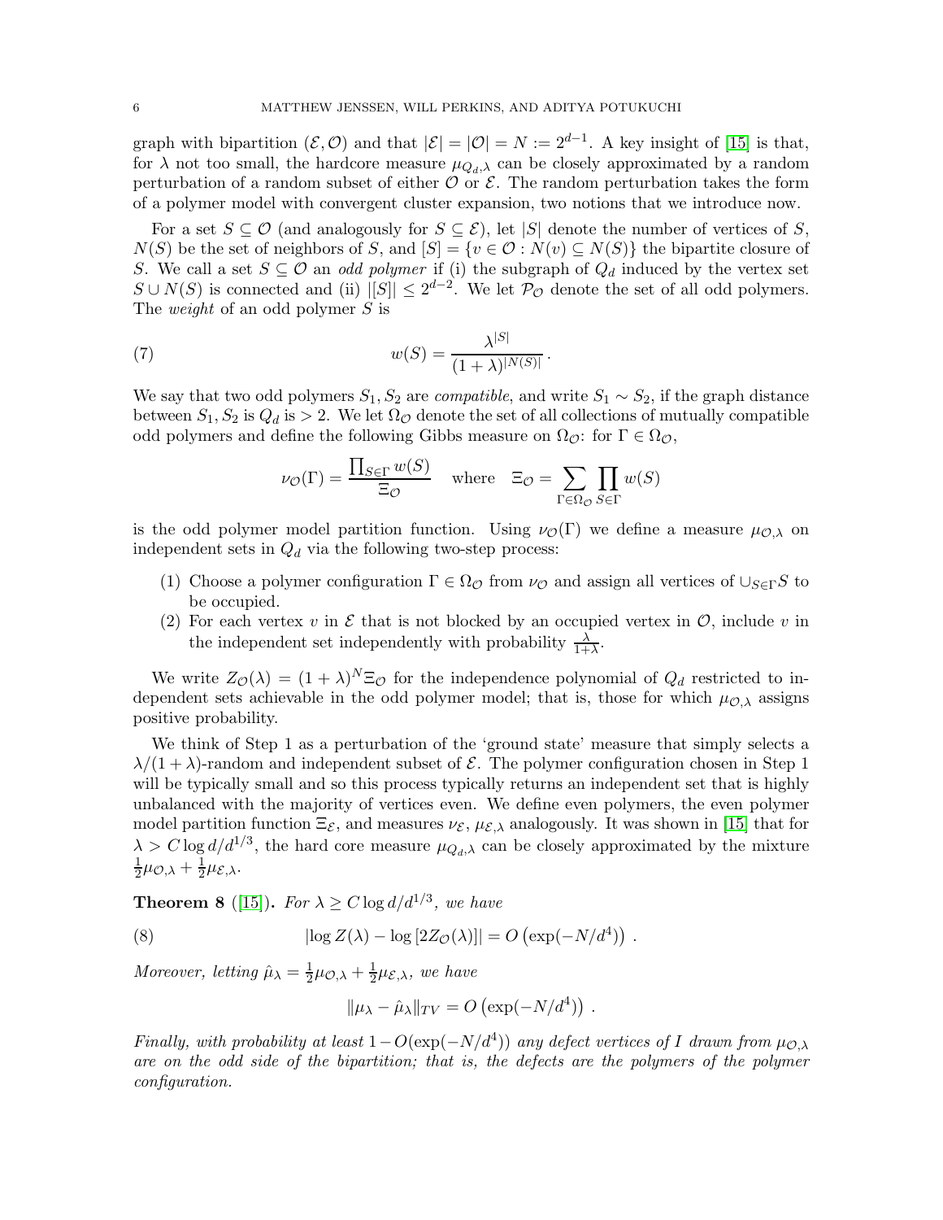graph with bipartition $(\mathcal{E}, \mathcal{O})$ and that $|\mathcal{E}| = |\mathcal{O}| = N := 2^{d-1}$. A key insight of [15] is that, for $\lambda$ not too small, the hardcore measure $\mu_{Q_d,\lambda}$ can be closely approximated by a random perturbation of a random subset of either $\mathcal{O}$ or $\mathcal{E}$. The random perturbation takes the form of a polymer model with convergent cluster expansion, two notions that we introduce now.

For a set $S \subseteq \mathcal{O}$ (and analogously for $S \subseteq \mathcal{E}$), let $|S|$ denote the number of vertices of $S$, $N(S)$ be the set of neighbors of $S$, and $[S] = \{v \in \mathcal{O} : N(v) \subseteq N(S)\}$ the bipartite closure of $S$. We call a set $S \subseteq \mathcal{O}$ an *odd polymer* if (i) the subgraph of $Q_d$ induced by the vertex set $S \cup N(S)$ is connected and (ii) $|[S]| \leq 2^{d-2}$. We let $\mathcal{P}_\mathcal{O}$ denote the set of all odd polymers. The *weight* of an odd polymer $S$ is

$$w(S) = \frac{\lambda^{|S|}}{(1+\lambda)^{|N(S)|}} . \tag{7}$$

We say that two odd polymers $S_1, S_2$ are *compatible*, and write $S_1 \sim S_2$, if the graph distance between $S_1, S_2$ is $Q_d$ is $> 2$. We let $\Omega_\mathcal{O}$ denote the set of all collections of mutually compatible odd polymers and define the following Gibbs measure on $\Omega_\mathcal{O}$: for $\Gamma \in \Omega_\mathcal{O}$,

$$\nu_\mathcal{O}(\Gamma) = \frac{\prod_{S \in \Gamma} w(S)}{\Xi_\mathcal{O}} \quad \text{where} \quad \Xi_\mathcal{O} = \sum_{\Gamma \in \Omega_\mathcal{O}} \prod_{S \in \Gamma} w(S)$$

is the odd polymer model partition function. Using $\nu_\mathcal{O}(\Gamma)$ we define a measure $\mu_{\mathcal{O},\lambda}$ on independent sets in $Q_d$ via the following two-step process:

1. Choose a polymer configuration $\Gamma \in \Omega_\mathcal{O}$ from $\nu_\mathcal{O}$ and assign all vertices of $\cup_{S \in \Gamma} S$ to be occupied.
2. For each vertex $v$ in $\mathcal{E}$ that is not blocked by an occupied vertex in $\mathcal{O}$, include $v$ in the independent set independently with probability $\frac{\lambda}{1+\lambda}$.

We write $Z_\mathcal{O}(\lambda) = (1+\lambda)^N \Xi_\mathcal{O}$ for the independence polynomial of $Q_d$ restricted to independent sets achievable in the odd polymer model; that is, those for which $\mu_{\mathcal{O},\lambda}$ assigns positive probability.

We think of Step 1 as a perturbation of the 'ground state' measure that simply selects a $\lambda/(1+\lambda)$-random and independent subset of $\mathcal{E}$. The polymer configuration chosen in Step 1 will be typically small and so this process typically returns an independent set that is highly unbalanced with the majority of vertices even. We define even polymers, the even polymer model partition function $\Xi_\mathcal{E}$, and measures $\nu_\mathcal{E}$, $\mu_{\mathcal{E},\lambda}$ analogously. It was shown in [15] that for $\lambda > C \log d/d^{1/3}$, the hard core measure $\mu_{Q_d,\lambda}$ can be closely approximated by the mixture $\frac{1}{2}\mu_{\mathcal{O},\lambda} + \frac{1}{2}\mu_{\mathcal{E},\lambda}$.

**Theorem 8** ([15])**.** *For $\lambda \geq C \log d/d^{1/3}$, we have*

$$|\log Z(\lambda) - \log\left[2Z_\mathcal{O}(\lambda)\right]| = O\left(\exp(-N/d^4)\right) . \tag{8}$$

*Moreover, letting $\hat{\mu}_\lambda = \frac{1}{2}\mu_{\mathcal{O},\lambda} + \frac{1}{2}\mu_{\mathcal{E},\lambda}$, we have*

$$\|\mu_\lambda - \hat{\mu}_\lambda\|_{TV} = O\left(\exp(-N/d^4)\right) .$$

*Finally, with probability at least $1 - O(\exp(-N/d^4))$ any defect vertices of $I$ drawn from $\mu_{\mathcal{O},\lambda}$ are on the odd side of the bipartition; that is, the defects are the polymers of the polymer configuration.*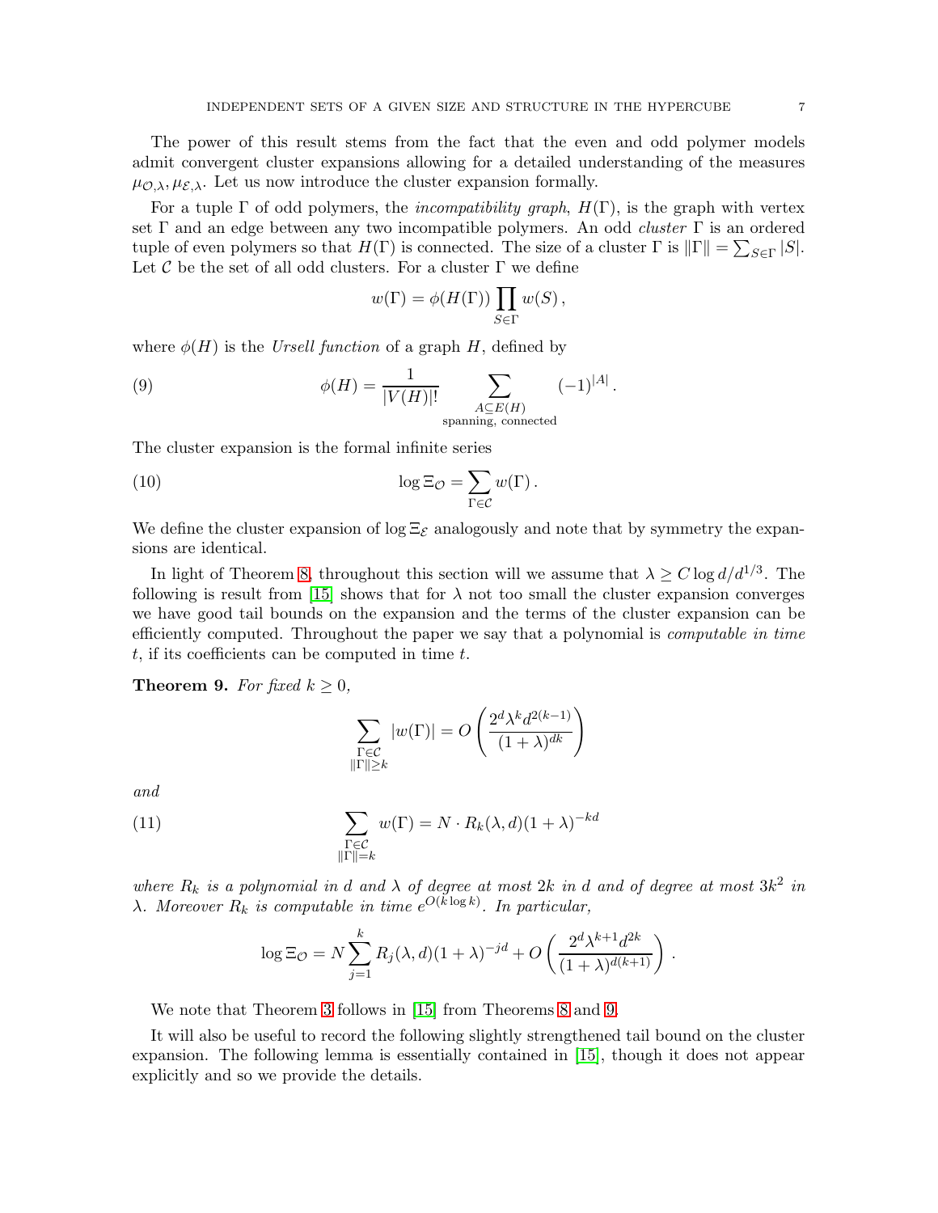The power of this result stems from the fact that the even and odd polymer models admit convergent cluster expansions allowing for a detailed understanding of the measures $\mu_{\mathcal{O},\lambda}, \mu_{\mathcal{E},\lambda}$. Let us now introduce the cluster expansion formally.

For a tuple $\Gamma$ of odd polymers, the *incompatibility graph*, $H(\Gamma)$, is the graph with vertex set $\Gamma$ and an edge between any two incompatible polymers. An odd *cluster* $\Gamma$ is an ordered tuple of even polymers so that $H(\Gamma)$ is connected. The size of a cluster $\Gamma$ is $\|\Gamma\| = \sum_{S\in\Gamma} |S|$. Let $\mathcal{C}$ be the set of all odd clusters. For a cluster $\Gamma$ we define

$$w(\Gamma) = \phi(H(\Gamma)) \prod_{S\in\Gamma} w(S)\,,$$

where $\phi(H)$ is the *Ursell function* of a graph $H$, defined by

$$\phi(H) = \frac{1}{|V(H)|!} \sum_{\substack{A\subseteq E(H)\\ \text{spanning, connected}}} (-1)^{|A|}\,. \tag{9}$$

The cluster expansion is the formal infinite series

$$\log \Xi_{\mathcal{O}} = \sum_{\Gamma\in\mathcal{C}} w(\Gamma)\,. \tag{10}$$

We define the cluster expansion of $\log \Xi_{\mathcal{E}}$ analogously and note that by symmetry the expansions are identical.

In light of Theorem 8, throughout this section will we assume that $\lambda \geq C\log d/d^{1/3}$. The following is result from [15] shows that for $\lambda$ not too small the cluster expansion converges we have good tail bounds on the expansion and the terms of the cluster expansion can be efficiently computed. Throughout the paper we say that a polynomial is *computable in time* $t$, if its coefficients can be computed in time $t$.

**Theorem 9.** *For fixed $k \geq 0$,*

$$\sum_{\substack{\Gamma\in\mathcal{C}\\ \|\Gamma\|\geq k}} |w(\Gamma)| = O\left(\frac{2^d \lambda^k d^{2(k-1)}}{(1+\lambda)^{dk}}\right)$$

*and*

$$\sum_{\substack{\Gamma\in\mathcal{C}\\ \|\Gamma\|= k}} w(\Gamma) = N\cdot R_k(\lambda, d)(1+\lambda)^{-kd} \tag{11}$$

*where $R_k$ is a polynomial in $d$ and $\lambda$ of degree at most $2k$ in $d$ and of degree at most $3k^2$ in $\lambda$. Moreover $R_k$ is computable in time $e^{O(k\log k)}$. In particular,*

$$\log \Xi_{\mathcal{O}} = N\sum_{j=1}^{k} R_j(\lambda, d)(1+\lambda)^{-jd} + O\left(\frac{2^d\lambda^{k+1}d^{2k}}{(1+\lambda)^{d(k+1)}}\right).$$

We note that Theorem 3 follows in [15] from Theorems 8 and 9.

It will also be useful to record the following slightly strengthened tail bound on the cluster expansion. The following lemma is essentially contained in [15], though it does not appear explicitly and so we provide the details.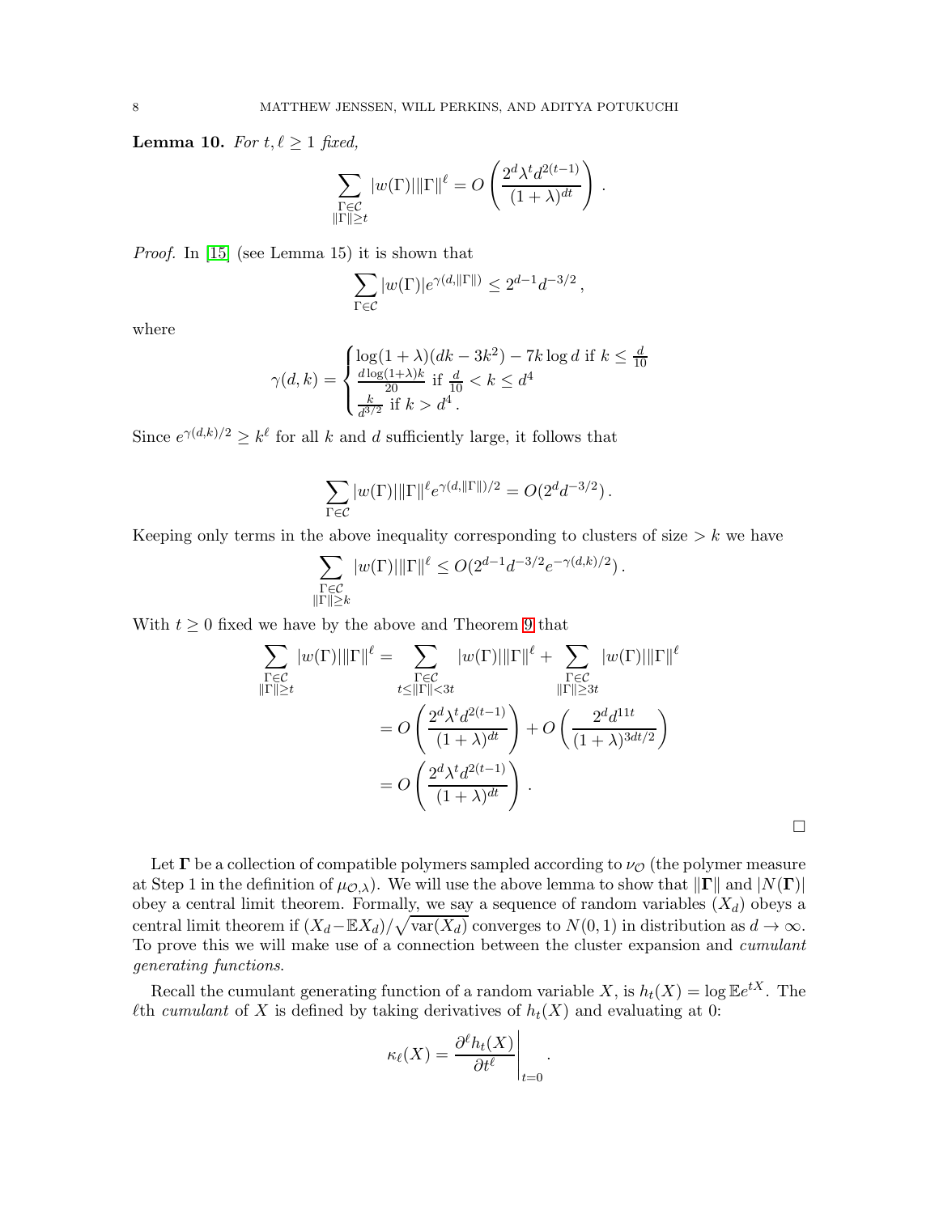**Lemma 10.** *For $t, \ell \geq 1$ fixed,*

$$\sum_{\substack{\Gamma \in \mathcal{C} \\ \|\Gamma\| \geq t}} |w(\Gamma)| \|\Gamma\|^{\ell} = O\left(\frac{2^d \lambda^t d^{2(t-1)}}{(1+\lambda)^{dt}}\right).$$

*Proof.* In [15] (see Lemma 15) it is shown that

$$\sum_{\Gamma \in \mathcal{C}} |w(\Gamma)| e^{\gamma(d, \|\Gamma\|)} \leq 2^{d-1} d^{-3/2},$$

where

$$\gamma(d,k) = \begin{cases} \log(1+\lambda)(dk - 3k^2) - 7k \log d \text{ if } k \leq \frac{d}{10} \\ \frac{d \log(1+\lambda) k}{20} \text{ if } \frac{d}{10} < k \leq d^4 \\ \frac{k}{d^{3/2}} \text{ if } k > d^4 . \end{cases}$$

Since $e^{\gamma(d,k)/2} \geq k^{\ell}$ for all $k$ and $d$ sufficiently large, it follows that

$$\sum_{\Gamma \in \mathcal{C}} |w(\Gamma)| \|\Gamma\|^{\ell} e^{\gamma(d, \|\Gamma\|)/2} = O(2^d d^{-3/2}).$$

Keeping only terms in the above inequality corresponding to clusters of size $> k$ we have

$$\sum_{\substack{\Gamma \in \mathcal{C} \\ \|\Gamma\| \geq k}} |w(\Gamma)| \|\Gamma\|^{\ell} \leq O(2^{d-1} d^{-3/2} e^{-\gamma(d,k)/2}).$$

With $t \geq 0$ fixed we have by the above and Theorem 9 that

$$\begin{aligned} \sum_{\substack{\Gamma \in \mathcal{C} \\ \|\Gamma\| \geq t}} |w(\Gamma)| \|\Gamma\|^{\ell} &= \sum_{\substack{\Gamma \in \mathcal{C} \\ t \leq \|\Gamma\| < 3t}} |w(\Gamma)| \|\Gamma\|^{\ell} + \sum_{\substack{\Gamma \in \mathcal{C} \\ \|\Gamma\| \geq 3t}} |w(\Gamma)| \|\Gamma\|^{\ell} \\ &= O\left(\frac{2^d \lambda^t d^{2(t-1)}}{(1+\lambda)^{dt}}\right) + O\left(\frac{2^d d^{11t}}{(1+\lambda)^{3dt/2}}\right) \\ &= O\left(\frac{2^d \lambda^t d^{2(t-1)}}{(1+\lambda)^{dt}}\right). \end{aligned}$$

$\square$

Let $\mathbf{\Gamma}$ be a collection of compatible polymers sampled according to $\nu_{\mathcal{O}}$ (the polymer measure at Step 1 in the definition of $\mu_{\mathcal{O},\lambda}$). We will use the above lemma to show that $\|\mathbf{\Gamma}\|$ and $|N(\mathbf{\Gamma})|$ obey a central limit theorem. Formally, we say a sequence of random variables $(X_d)$ obeys a central limit theorem if $(X_d - \mathbb{E}X_d)/\sqrt{\text{var}(X_d)}$ converges to $N(0,1)$ in distribution as $d \to \infty$. To prove this we will make use of a connection between the cluster expansion and *cumulant generating functions*.

Recall the cumulant generating function of a random variable $X$, is $h_t(X) = \log \mathbb{E} e^{tX}$. The $\ell$th *cumulant* of $X$ is defined by taking derivatives of $h_t(X)$ and evaluating at 0:

$$\kappa_{\ell}(X) = \left. \frac{\partial^{\ell} h_t(X)}{\partial t^{\ell}} \right|_{t=0}.$$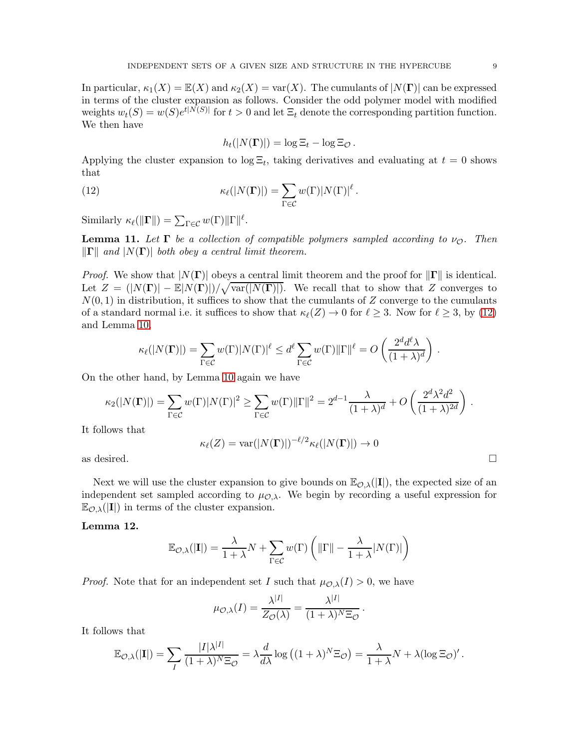In particular, $\kappa_1(X) = \mathbb{E}(X)$ and $\kappa_2(X) = \text{var}(X)$. The cumulants of $|N(\mathbf{\Gamma})|$ can be expressed in terms of the cluster expansion as follows. Consider the odd polymer model with modified weights $w_t(S) = w(S)e^{t|N(S)|}$ for $t > 0$ and let $\Xi_t$ denote the corresponding partition function. We then have

$$h_t(|N(\mathbf{\Gamma})|) = \log \Xi_t - \log \Xi_{\mathcal{O}} \,.$$

Applying the cluster expansion to $\log \Xi_t$, taking derivatives and evaluating at $t = 0$ shows that

$$\kappa_\ell(|N(\mathbf{\Gamma})|) = \sum_{\Gamma \in \mathcal{C}} w(\Gamma)|N(\Gamma)|^\ell \,. \tag{12}$$

Similarly $\kappa_\ell(\|\mathbf{\Gamma}\|) = \sum_{\Gamma\in\mathcal{C}} w(\Gamma)\|\Gamma\|^\ell$.

**Lemma 11.** *Let $\mathbf{\Gamma}$ be a collection of compatible polymers sampled according to $\nu_{\mathcal{O}}$. Then $\|\mathbf{\Gamma}\|$ and $|N(\mathbf{\Gamma})|$ both obey a central limit theorem.*

*Proof.* We show that $|N(\mathbf{\Gamma})|$ obeys a central limit theorem and the proof for $\|\mathbf{\Gamma}\|$ is identical. Let $Z = (|N(\mathbf{\Gamma})| - \mathbb{E}|N(\mathbf{\Gamma})|)/\sqrt{\text{var}(|N(\mathbf{\Gamma})|)}$. We recall that to show that $Z$ converges to $N(0,1)$ in distribution, it suffices to show that the cumulants of $Z$ converge to the cumulants of a standard normal i.e. it suffices to show that $\kappa_\ell(Z) \to 0$ for $\ell \geq 3$. Now for $\ell \geq 3$, by (12) and Lemma 10,

$$\kappa_\ell(|N(\mathbf{\Gamma})|) = \sum_{\Gamma\in\mathcal{C}} w(\Gamma)|N(\Gamma)|^\ell \leq d^\ell \sum_{\Gamma\in\mathcal{C}} w(\Gamma)\|\Gamma\|^\ell = O\left(\frac{2^d d^\ell \lambda}{(1+\lambda)^d}\right) .$$

On the other hand, by Lemma 10 again we have

$$\kappa_2(|N(\mathbf{\Gamma})|) = \sum_{\Gamma\in\mathcal{C}} w(\Gamma)|N(\Gamma)|^2 \geq \sum_{\Gamma\in\mathcal{C}} w(\Gamma)\|\Gamma\|^2 = 2^{d-1}\frac{\lambda}{(1+\lambda)^d} + O\left(\frac{2^d\lambda^2 d^2}{(1+\lambda)^{2d}}\right) .$$

It follows that

$$\kappa_\ell(Z) = \text{var}(|N(\mathbf{\Gamma})|)^{-\ell/2}\kappa_\ell(|N(\mathbf{\Gamma})|) \to 0$$

as desired. □

Next we will use the cluster expansion to give bounds on $\mathbb{E}_{\mathcal{O},\lambda}(|\mathbf{I}|)$, the expected size of an independent set sampled according to $\mu_{\mathcal{O},\lambda}$. We begin by recording a useful expression for $\mathbb{E}_{\mathcal{O},\lambda}(|\mathbf{I}|)$ in terms of the cluster expansion.

**Lemma 12.**

$$\mathbb{E}_{\mathcal{O},\lambda}(|\mathbf{I}|) = \frac{\lambda}{1+\lambda}N + \sum_{\Gamma\in\mathcal{C}} w(\Gamma)\left(\|\Gamma\| - \frac{\lambda}{1+\lambda}|N(\Gamma)|\right)$$

*Proof.* Note that for an independent set $I$ such that $\mu_{\mathcal{O},\lambda}(I) > 0$, we have

$$\mu_{\mathcal{O},\lambda}(I) = \frac{\lambda^{|I|}}{Z_{\mathcal{O}}(\lambda)} = \frac{\lambda^{|I|}}{(1+\lambda)^N \Xi_{\mathcal{O}}} \,.$$

It follows that

$$\mathbb{E}_{\mathcal{O},\lambda}(|\mathbf{I}|) = \sum_I \frac{|I|\lambda^{|I|}}{(1+\lambda)^N\Xi_{\mathcal{O}}} = \lambda\frac{d}{d\lambda}\log\left((1+\lambda)^N\Xi_{\mathcal{O}}\right) = \frac{\lambda}{1+\lambda}N + \lambda(\log\Xi_{\mathcal{O}})' \,.$$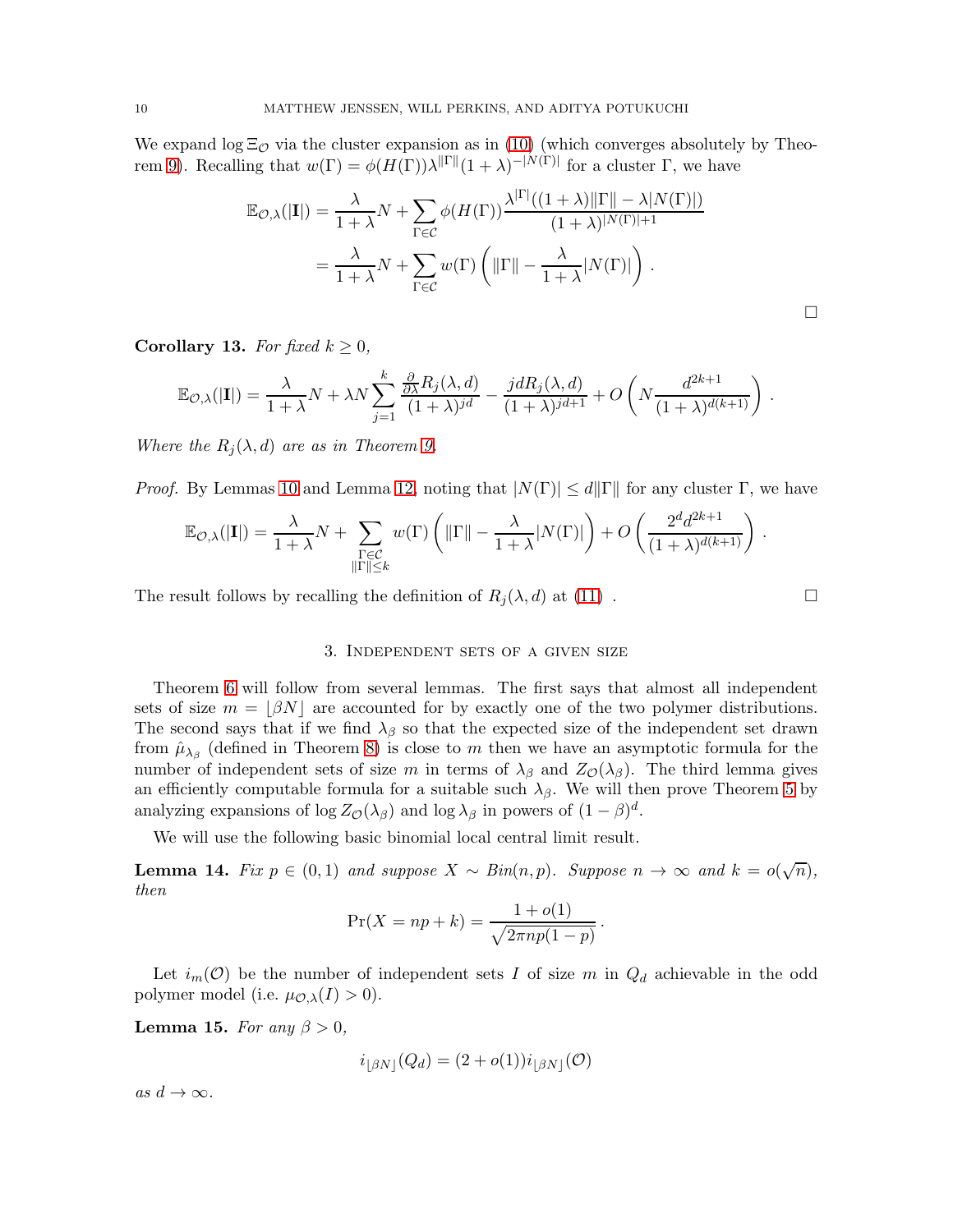We expand $\log \Xi_{\mathcal{O}}$ via the cluster expansion as in (10) (which converges absolutely by Theorem 9). Recalling that $w(\Gamma) = \phi(H(\Gamma))\lambda^{\|\Gamma\|}(1+\lambda)^{-|N(\Gamma)|}$ for a cluster $\Gamma$, we have

$$
\begin{aligned}
\mathbb{E}_{\mathcal{O},\lambda}(|\mathbf{I}|) &= \frac{\lambda}{1+\lambda}N + \sum_{\Gamma \in \mathcal{C}} \phi(H(\Gamma)) \frac{\lambda^{|\Gamma|}((1+\lambda)\|\Gamma\| - \lambda|N(\Gamma)|)}{(1+\lambda)^{|N(\Gamma)|+1}} \\
&= \frac{\lambda}{1+\lambda}N + \sum_{\Gamma \in \mathcal{C}} w(\Gamma)\left(\|\Gamma\| - \frac{\lambda}{1+\lambda}|N(\Gamma)|\right).
\end{aligned}
$$

□

**Corollary 13.** *For fixed $k \geq 0$,*

$$
\mathbb{E}_{\mathcal{O},\lambda}(|\mathbf{I}|) = \frac{\lambda}{1+\lambda}N + \lambda N \sum_{j=1}^{k} \frac{\frac{\partial}{\partial \lambda} R_j(\lambda, d)}{(1+\lambda)^{jd}} - \frac{jdR_j(\lambda,d)}{(1+\lambda)^{jd+1}} + O\left(N \frac{d^{2k+1}}{(1+\lambda)^{d(k+1)}}\right).
$$

*Where the $R_j(\lambda, d)$ are as in Theorem 9.*

*Proof.* By Lemmas 10 and Lemma 12, noting that $|N(\Gamma)| \leq d\|\Gamma\|$ for any cluster $\Gamma$, we have

$$
\mathbb{E}_{\mathcal{O},\lambda}(|\mathbf{I}|) = \frac{\lambda}{1+\lambda}N + \sum_{\substack{\Gamma \in \mathcal{C} \\ \|\Gamma\| \leq k}} w(\Gamma)\left(\|\Gamma\| - \frac{\lambda}{1+\lambda}|N(\Gamma)|\right) + O\left(\frac{2^d d^{2k+1}}{(1+\lambda)^{d(k+1)}}\right).
$$

The result follows by recalling the definition of $R_j(\lambda, d)$ at (11) . □

## 3. Independent sets of a given size

Theorem 6 will follow from several lemmas. The first says that almost all independent sets of size $m = \lfloor \beta N \rfloor$ are accounted for by exactly one of the two polymer distributions. The second says that if we find $\lambda_\beta$ so that the expected size of the independent set drawn from $\hat{\mu}_{\lambda_\beta}$ (defined in Theorem 8) is close to $m$ then we have an asymptotic formula for the number of independent sets of size $m$ in terms of $\lambda_\beta$ and $Z_{\mathcal{O}}(\lambda_\beta)$. The third lemma gives an efficiently computable formula for a suitable such $\lambda_\beta$. We will then prove Theorem 5 by analyzing expansions of $\log Z_{\mathcal{O}}(\lambda_\beta)$ and $\log \lambda_\beta$ in powers of $(1-\beta)^d$.

We will use the following basic binomial local central limit result.

**Lemma 14.** *Fix $p \in (0,1)$ and suppose $X \sim Bin(n,p)$. Suppose $n \to \infty$ and $k = o(\sqrt{n})$, then*

$$
\Pr(X = np + k) = \frac{1+o(1)}{\sqrt{2\pi np(1-p)}}.
$$

Let $i_m(\mathcal{O})$ be the number of independent sets $I$ of size $m$ in $Q_d$ achievable in the odd polymer model (i.e. $\mu_{\mathcal{O},\lambda}(I) > 0$).

**Lemma 15.** *For any $\beta > 0$,*

$$
i_{\lfloor \beta N \rfloor}(Q_d) = (2 + o(1)) i_{\lfloor \beta N \rfloor}(\mathcal{O})
$$

*as $d \to \infty$.*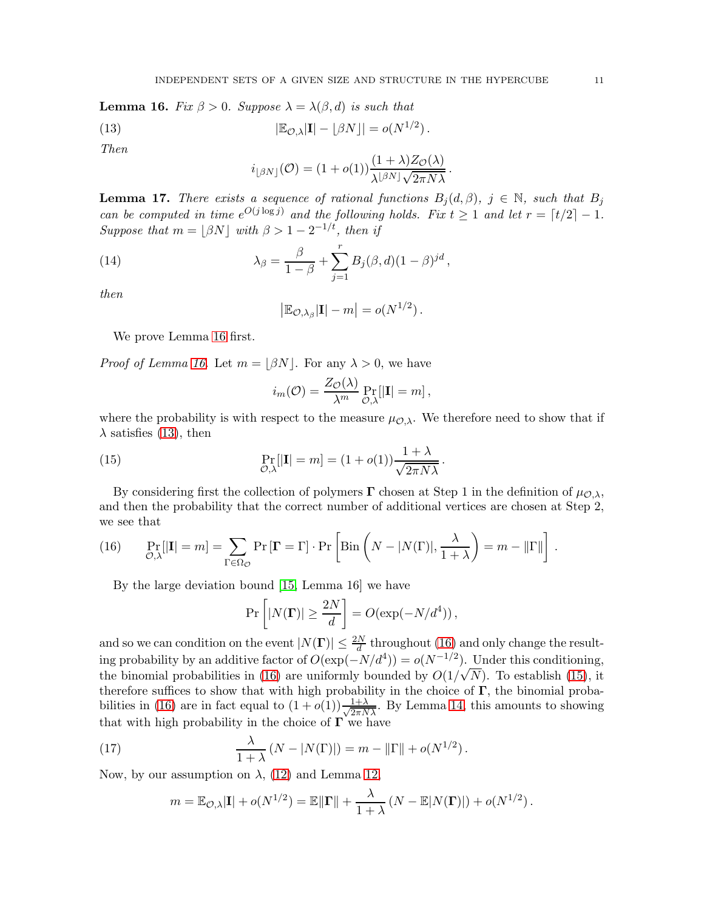**Lemma 16.** *Fix $\beta > 0$. Suppose $\lambda = \lambda(\beta, d)$ is such that*

$$|\mathbb{E}_{\mathcal{O},\lambda}|\mathbf{I}| - \lfloor \beta N \rfloor| = o(N^{1/2}). \tag{13}$$

*Then*

$$i_{\lfloor \beta N \rfloor}(\mathcal{O}) = (1 + o(1)) \frac{(1+\lambda) Z_{\mathcal{O}}(\lambda)}{\lambda^{\lfloor \beta N \rfloor} \sqrt{2\pi N \lambda}}.$$

**Lemma 17.** *There exists a sequence of rational functions $B_j(d, \beta)$, $j \in \mathbb{N}$, such that $B_j$ can be computed in time $e^{O(j \log j)}$ and the following holds. Fix $t \geq 1$ and let $r = \lceil t/2 \rceil - 1$. Suppose that $m = \lfloor \beta N \rfloor$ with $\beta > 1 - 2^{-1/t}$, then if*

$$\lambda_\beta = \frac{\beta}{1-\beta} + \sum_{j=1}^{r} B_j(\beta, d)(1-\beta)^{jd}, \tag{14}$$

*then*

$$\left| \mathbb{E}_{\mathcal{O},\lambda_\beta}|\mathbf{I}| - m \right| = o(N^{1/2}).$$

We prove Lemma 16 first.

*Proof of Lemma 16.* Let $m = \lfloor \beta N \rfloor$. For any $\lambda > 0$, we have

$$i_m(\mathcal{O}) = \frac{Z_{\mathcal{O}}(\lambda)}{\lambda^m} \Pr_{\mathcal{O},\lambda}[|\mathbf{I}| = m],$$

where the probability is with respect to the measure $\mu_{\mathcal{O},\lambda}$. We therefore need to show that if $\lambda$ satisfies (13), then

$$\Pr_{\mathcal{O},\lambda}[|\mathbf{I}| = m] = (1 + o(1)) \frac{1+\lambda}{\sqrt{2\pi N \lambda}}. \tag{15}$$

By considering first the collection of polymers $\mathbf{\Gamma}$ chosen at Step 1 in the definition of $\mu_{\mathcal{O},\lambda}$, and then the probability that the correct number of additional vertices are chosen at Step 2, we see that

$$\Pr_{\mathcal{O},\lambda}[|\mathbf{I}| = m] = \sum_{\Gamma \in \Omega_{\mathcal{O}}} \Pr[\mathbf{\Gamma} = \Gamma] \cdot \Pr\left[\mathrm{Bin}\left(N - |N(\Gamma)|, \frac{\lambda}{1+\lambda}\right) = m - \|\Gamma\|\right]. \tag{16}$$

By the large deviation bound [15, Lemma 16] we have

$$\Pr\left[|N(\mathbf{\Gamma})| \geq \frac{2N}{d}\right] = O(\exp(-N/d^4)),$$

and so we can condition on the event $|N(\mathbf{\Gamma})| \leq \frac{2N}{d}$ throughout (16) and only change the resulting probability by an additive factor of $O(\exp(-N/d^4)) = o(N^{-1/2})$. Under this conditioning, the binomial probabilities in (16) are uniformly bounded by $O(1/\sqrt{N})$. To establish (15), it therefore suffices to show that with high probability in the choice of $\mathbf{\Gamma}$, the binomial probabilities in (16) are in fact equal to $(1 + o(1)) \frac{1+\lambda}{\sqrt{2\pi N \lambda}}$. By Lemma 14, this amounts to showing that with high probability in the choice of $\mathbf{\Gamma}$ we have

$$\frac{\lambda}{1+\lambda}(N - |N(\Gamma)|) = m - \|\Gamma\| + o(N^{1/2}). \tag{17}$$

Now, by our assumption on $\lambda$, (12) and Lemma 12,

$$m = \mathbb{E}_{\mathcal{O},\lambda}|\mathbf{I}| + o(N^{1/2}) = \mathbb{E}\|\mathbf{\Gamma}\| + \frac{\lambda}{1+\lambda}(N - \mathbb{E}|N(\mathbf{\Gamma})|) + o(N^{1/2}).$$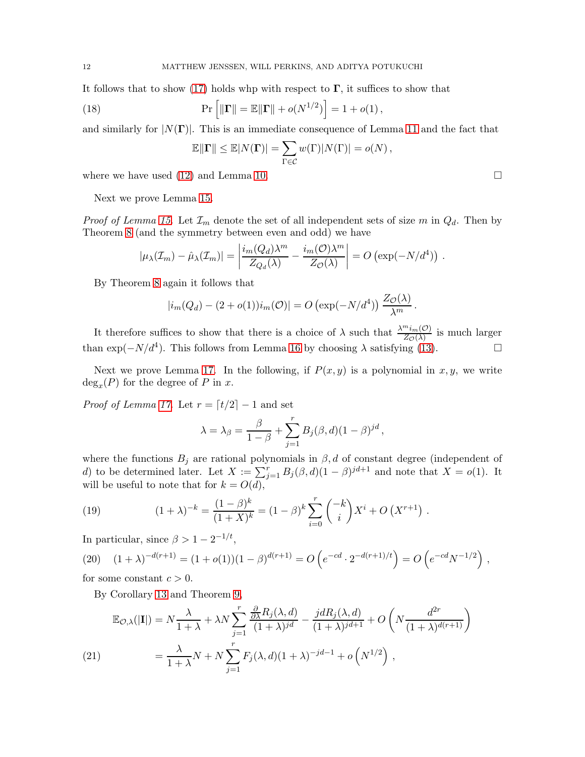It follows that to show (17) holds whp with respect to $\mathbf{\Gamma}$, it suffices to show that

$$\Pr\left[\|\mathbf{\Gamma}\| = \mathbb{E}\|\mathbf{\Gamma}\| + o(N^{1/2})\right] = 1 + o(1)\,, \tag{18}$$

and similarly for $|N(\mathbf{\Gamma})|$. This is an immediate consequence of Lemma 11 and the fact that

$$\mathbb{E}\|\mathbf{\Gamma}\| \leq \mathbb{E}|N(\mathbf{\Gamma})| = \sum_{\Gamma \in \mathcal{C}} w(\Gamma)|N(\Gamma)| = o(N)\,,$$

where we have used (12) and Lemma 10. $\square$

Next we prove Lemma 15.

*Proof of Lemma 15.* Let $\mathcal{I}_m$ denote the set of all independent sets of size $m$ in $Q_d$. Then by Theorem 8 (and the symmetry between even and odd) we have

$$|\mu_\lambda(\mathcal{I}_m) - \hat{\mu}_\lambda(\mathcal{I}_m)| = \left| \frac{i_m(Q_d)\lambda^m}{Z_{Q_d}(\lambda)} - \frac{i_m(\mathcal{O})\lambda^m}{Z_{\mathcal{O}}(\lambda)} \right| = O\left(\exp(-N/d^4)\right)\,.$$

By Theorem 8 again it follows that

$$|i_m(Q_d) - (2 + o(1))i_m(\mathcal{O})| = O\left(\exp(-N/d^4)\right) \frac{Z_{\mathcal{O}}(\lambda)}{\lambda^m}\,.$$

It therefore suffices to show that there is a choice of $\lambda$ such that $\frac{\lambda^m i_m(\mathcal{O})}{Z_{\mathcal{O}}(\lambda)}$ is much larger than $\exp(-N/d^4)$. This follows from Lemma 16 by choosing $\lambda$ satisfying (13). $\square$

Next we prove Lemma 17. In the following, if $P(x, y)$ is a polynomial in $x, y$, we write $\deg_x(P)$ for the degree of $P$ in $x$.

*Proof of Lemma 17.* Let $r = \lceil t/2 \rceil - 1$ and set

$$\lambda = \lambda_\beta = \frac{\beta}{1-\beta} + \sum_{j=1}^{r} B_j(\beta, d)(1-\beta)^{jd}\,,$$

where the functions $B_j$ are rational polynomials in $\beta, d$ of constant degree (independent of $d$) to be determined later. Let $X := \sum_{j=1}^{r} B_j(\beta, d)(1-\beta)^{jd+1}$ and note that $X = o(1)$. It will be useful to note that for $k = O(d)$,

$$(1+\lambda)^{-k} = \frac{(1-\beta)^k}{(1+X)^k} = (1-\beta)^k \sum_{i=0}^{r} \binom{-k}{i} X^i + O\left(X^{r+1}\right)\,. \tag{19}$$

In particular, since $\beta > 1 - 2^{-1/t}$,

$$(1+\lambda)^{-d(r+1)} = (1+o(1))(1-\beta)^{d(r+1)} = O\left(e^{-cd} \cdot 2^{-d(r+1)/t}\right) = O\left(e^{-cd} N^{-1/2}\right)\,, \tag{20}$$

for some constant $c > 0$.

By Corollary 13 and Theorem 9,

$$\begin{aligned}
\mathbb{E}_{\mathcal{O},\lambda}(|\mathbf{I}|) &= N\frac{\lambda}{1+\lambda} + \lambda N \sum_{j=1}^{r} \frac{\frac{\partial}{\partial\lambda} R_j(\lambda, d)}{(1+\lambda)^{jd}} - \frac{jdR_j(\lambda, d)}{(1+\lambda)^{jd+1}} + O\left(N\frac{d^{2r}}{(1+\lambda)^{d(r+1)}}\right) \\
&= \frac{\lambda}{1+\lambda}N + N\sum_{j=1}^{r} F_j(\lambda, d)(1+\lambda)^{-jd-1} + o\left(N^{1/2}\right)\,,
\end{aligned} \tag{21}$$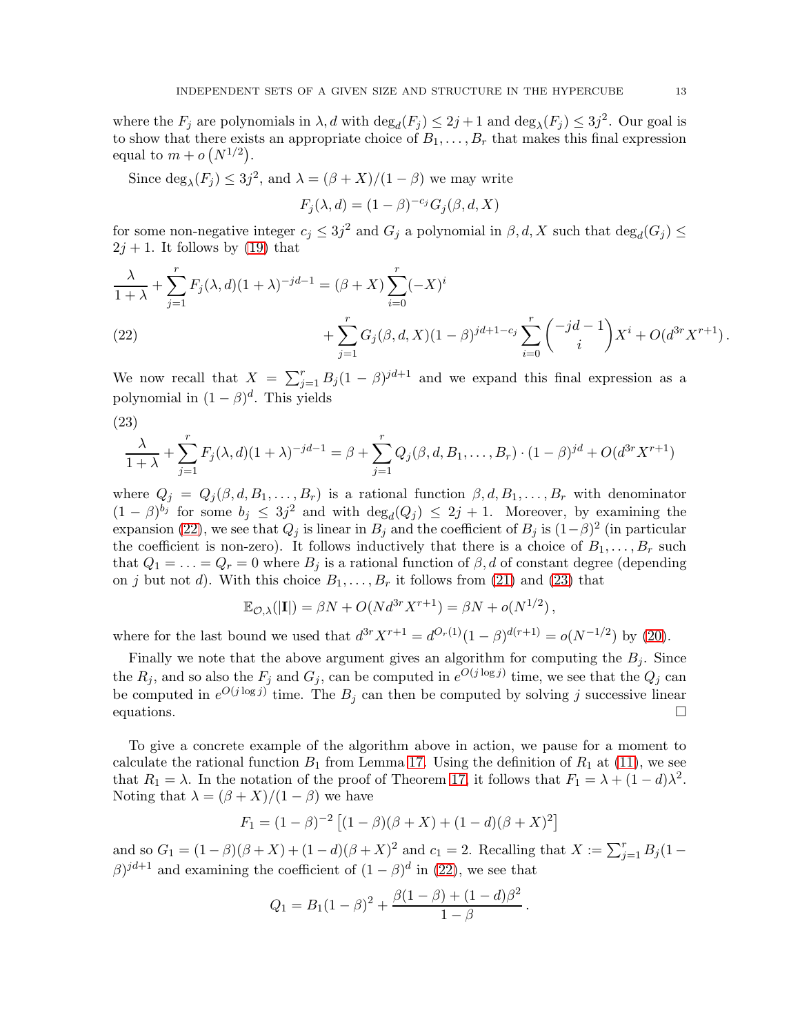where the $F_j$ are polynomials in $\lambda, d$ with $\deg_d(F_j) \leq 2j+1$ and $\deg_\lambda(F_j) \leq 3j^2$. Our goal is to show that there exists an appropriate choice of $B_1, \ldots, B_r$ that makes this final expression equal to $m + o\left(N^{1/2}\right)$.

Since $\deg_\lambda(F_j) \leq 3j^2$, and $\lambda = (\beta + X)/(1-\beta)$ we may write

$$F_j(\lambda, d) = (1-\beta)^{-c_j} G_j(\beta, d, X)$$

for some non-negative integer $c_j \leq 3j^2$ and $G_j$ a polynomial in $\beta, d, X$ such that $\deg_d(G_j) \leq 2j+1$. It follows by (19) that

$$\begin{aligned}\frac{\lambda}{1+\lambda} + \sum_{j=1}^{r} F_j(\lambda, d)(1+\lambda)^{-jd-1} &= (\beta + X)\sum_{i=0}^{r}(-X)^i \\ &\quad + \sum_{j=1}^{r} G_j(\beta, d, X)(1-\beta)^{jd+1-c_j}\sum_{i=0}^{r}\binom{-jd-1}{i}X^i + O(d^{3r}X^{r+1})\,. \qquad (22)\end{aligned}$$

We now recall that $X = \sum_{j=1}^{r} B_j(1-\beta)^{jd+1}$ and we expand this final expression as a polynomial in $(1-\beta)^d$. This yields

(23)
$$\frac{\lambda}{1+\lambda} + \sum_{j=1}^{r} F_j(\lambda, d)(1+\lambda)^{-jd-1} = \beta + \sum_{j=1}^{r} Q_j(\beta, d, B_1, \ldots, B_r)\cdot(1-\beta)^{jd} + O(d^{3r}X^{r+1})$$

where $Q_j = Q_j(\beta, d, B_1, \ldots, B_r)$ is a rational function $\beta, d, B_1, \ldots, B_r$ with denominator $(1-\beta)^{b_j}$ for some $b_j \leq 3j^2$ and with $\deg_d(Q_j) \leq 2j+1$. Moreover, by examining the expansion (22), we see that $Q_j$ is linear in $B_j$ and the coefficient of $B_j$ is $(1-\beta)^2$ (in particular the coefficient is non-zero). It follows inductively that there is a choice of $B_1, \ldots, B_r$ such that $Q_1 = \ldots = Q_r = 0$ where $B_j$ is a rational function of $\beta, d$ of constant degree (depending on $j$ but not $d$). With this choice $B_1, \ldots, B_r$ it follows from (21) and (23) that

$$\mathbb{E}_{\mathcal{O},\lambda}(|\mathbf{I}|) = \beta N + O(Nd^{3r}X^{r+1}) = \beta N + o(N^{1/2})\,,$$

where for the last bound we used that $d^{3r}X^{r+1} = d^{O_r(1)}(1-\beta)^{d(r+1)} = o(N^{-1/2})$ by (20).

Finally we note that the above argument gives an algorithm for computing the $B_j$. Since the $R_j$, and so also the $F_j$ and $G_j$, can be computed in $e^{O(j\log j)}$ time, we see that the $Q_j$ can be computed in $e^{O(j\log j)}$ time. The $B_j$ can then be computed by solving $j$ successive linear equations. $\square$

To give a concrete example of the algorithm above in action, we pause for a moment to calculate the rational function $B_1$ from Lemma 17. Using the definition of $R_1$ at (11), we see that $R_1 = \lambda$. In the notation of the proof of Theorem 17, it follows that $F_1 = \lambda + (1-d)\lambda^2$. Noting that $\lambda = (\beta + X)/(1-\beta)$ we have

$$F_1 = (1-\beta)^{-2}\left[(1-\beta)(\beta + X) + (1-d)(\beta + X)^2\right]$$

and so $G_1 = (1-\beta)(\beta + X) + (1-d)(\beta + X)^2$ and $c_1 = 2$. Recalling that $X := \sum_{j=1}^{r} B_j(1-\beta)^{jd+1}$ and examining the coefficient of $(1-\beta)^d$ in (22), we see that

$$Q_1 = B_1(1-\beta)^2 + \frac{\beta(1-\beta) + (1-d)\beta^2}{1-\beta}\,.$$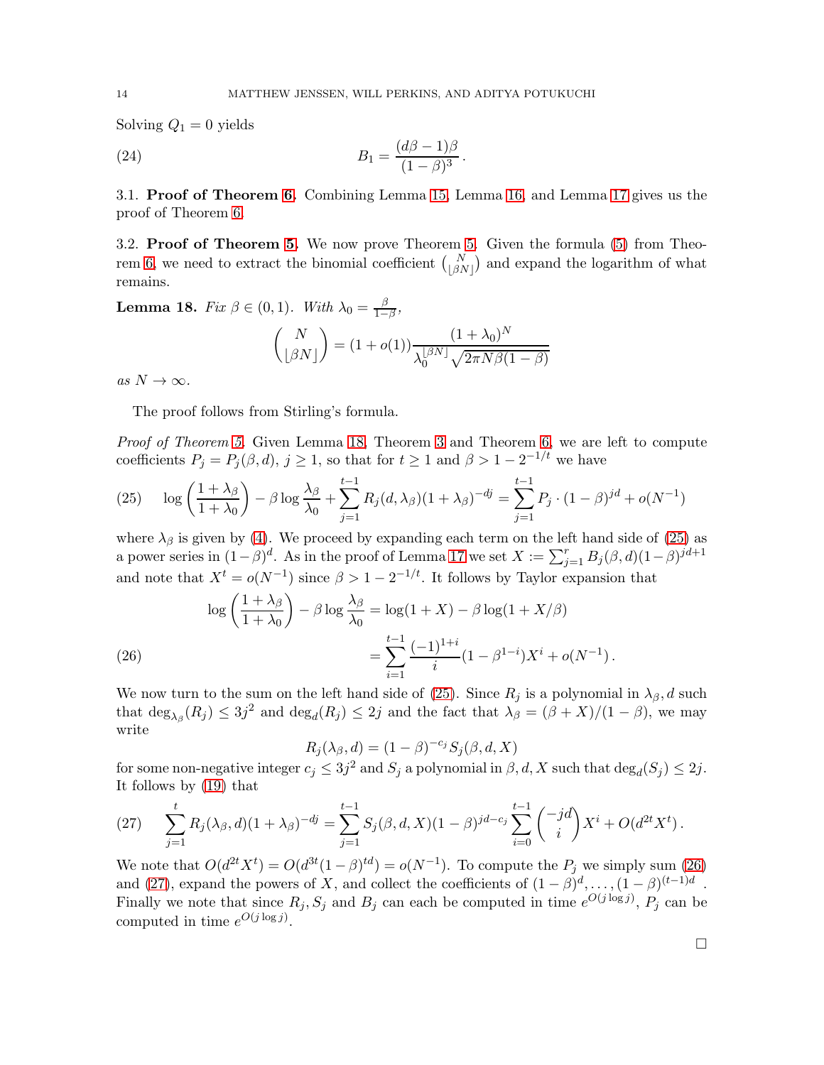Solving $Q_1 = 0$ yields

$$B_1 = \frac{(d\beta - 1)\beta}{(1-\beta)^3}\,. \tag{24}$$

### 3.1. Proof of Theorem 6.

Combining Lemma 15, Lemma 16, and Lemma 17 gives us the proof of Theorem 6.

### 3.2. Proof of Theorem 5.

We now prove Theorem 5. Given the formula (5) from Theorem 6, we need to extract the binomial coefficient $\binom{N}{\lfloor \beta N \rfloor}$ and expand the logarithm of what remains.

**Lemma 18.** *Fix $\beta \in (0,1)$. With $\lambda_0 = \frac{\beta}{1-\beta}$,*

$$\binom{N}{\lfloor \beta N \rfloor} = (1+o(1)) \frac{(1+\lambda_0)^N}{\lambda_0^{\lfloor \beta N \rfloor} \sqrt{2\pi N \beta(1-\beta)}}$$

*as $N \to \infty$.*

The proof follows from Stirling's formula.

*Proof of Theorem 5.* Given Lemma 18, Theorem 3 and Theorem 6, we are left to compute coefficients $P_j = P_j(\beta, d)$, $j \geq 1$, so that for $t \geq 1$ and $\beta > 1 - 2^{-1/t}$ we have

$$\log\left(\frac{1+\lambda_\beta}{1+\lambda_0}\right) - \beta \log \frac{\lambda_\beta}{\lambda_0} + \sum_{j=1}^{t-1} R_j(d, \lambda_\beta)(1+\lambda_\beta)^{-dj} = \sum_{j=1}^{t-1} P_j \cdot (1-\beta)^{jd} + o(N^{-1}) \tag{25}$$

where $\lambda_\beta$ is given by (4). We proceed by expanding each term on the left hand side of (25) as a power series in $(1-\beta)^d$. As in the proof of Lemma 17 we set $X := \sum_{j=1}^r B_j(\beta, d)(1-\beta)^{jd+1}$ and note that $X^t = o(N^{-1})$ since $\beta > 1 - 2^{-1/t}$. It follows by Taylor expansion that

$$\begin{aligned}
\log\left(\frac{1+\lambda_\beta}{1+\lambda_0}\right) - \beta \log \frac{\lambda_\beta}{\lambda_0} &= \log(1+X) - \beta \log(1 + X/\beta) \\
&= \sum_{i=1}^{t-1} \frac{(-1)^{1+i}}{i}(1-\beta^{1-i})X^i + o(N^{-1})\,.
\end{aligned} \tag{26}$$

We now turn to the sum on the left hand side of (25). Since $R_j$ is a polynomial in $\lambda_\beta, d$ such that $\deg_{\lambda_\beta}(R_j) \leq 3j^2$ and $\deg_d(R_j) \leq 2j$ and the fact that $\lambda_\beta = (\beta + X)/(1-\beta)$, we may write

$$R_j(\lambda_\beta, d) = (1-\beta)^{-c_j} S_j(\beta, d, X)$$

for some non-negative integer $c_j \leq 3j^2$ and $S_j$ a polynomial in $\beta, d, X$ such that $\deg_d(S_j) \leq 2j$. It follows by (19) that

$$\sum_{j=1}^{t} R_j(\lambda_\beta, d)(1+\lambda_\beta)^{-dj} = \sum_{j=1}^{t-1} S_j(\beta, d, X)(1-\beta)^{jd-c_j} \sum_{i=0}^{t-1} \binom{-jd}{i} X^i + O(d^{2t}X^t)\,. \tag{27}$$

We note that $O(d^{2t}X^t) = O(d^{3t}(1-\beta)^{td}) = o(N^{-1})$. To compute the $P_j$ we simply sum (26) and (27), expand the powers of $X$, and collect the coefficients of $(1-\beta)^d, \ldots, (1-\beta)^{(t-1)d}$. Finally we note that since $R_j, S_j$ and $B_j$ can each be computed in time $e^{O(j \log j)}$, $P_j$ can be computed in time $e^{O(j \log j)}$.

$\square$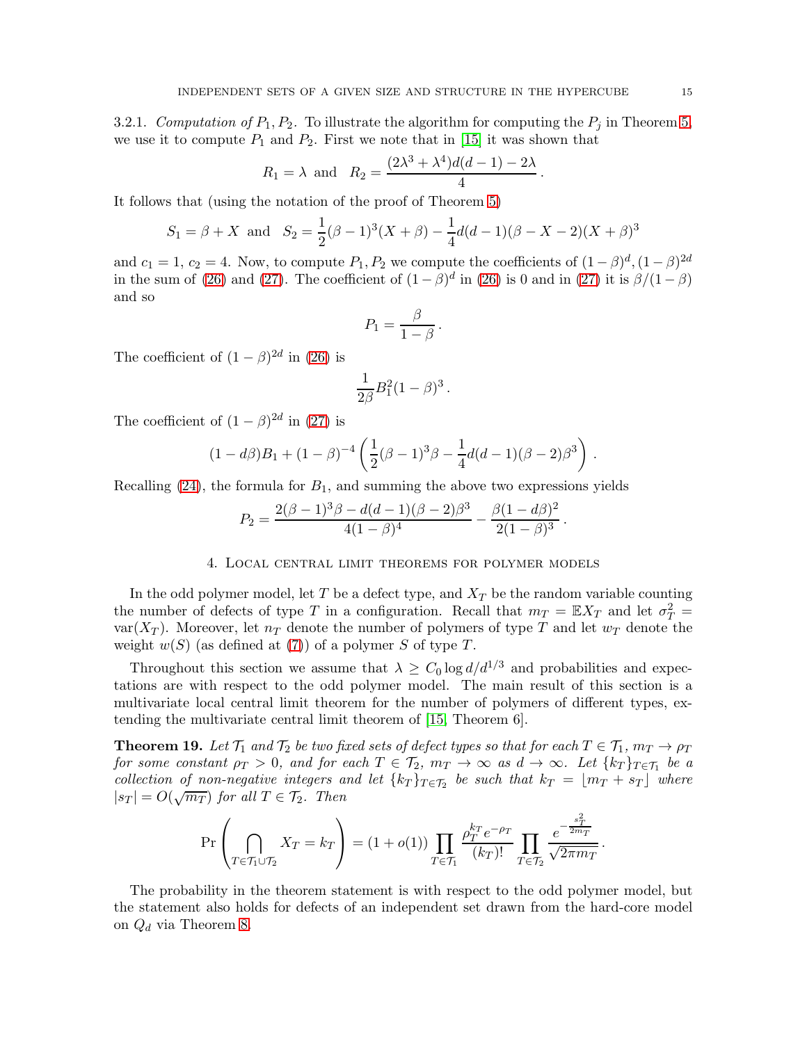3.2.1. *Computation of $P_1, P_2$.* To illustrate the algorithm for computing the $P_j$ in Theorem 5, we use it to compute $P_1$ and $P_2$. First we note that in [15] it was shown that

$$R_1 = \lambda \text{ and } \quad R_2 = \frac{(2\lambda^3 + \lambda^4)d(d-1) - 2\lambda}{4}\,.$$

It follows that (using the notation of the proof of Theorem 5)

$$S_1 = \beta + X \text{ and } \quad S_2 = \frac{1}{2}(\beta-1)^3(X+\beta) - \frac{1}{4}d(d-1)(\beta - X - 2)(X+\beta)^3$$

and $c_1 = 1$, $c_2 = 4$. Now, to compute $P_1, P_2$ we compute the coefficients of $(1-\beta)^d, (1-\beta)^{2d}$ in the sum of (26) and (27). The coefficient of $(1-\beta)^d$ in (26) is 0 and in (27) it is $\beta/(1-\beta)$ and so

$$P_1 = \frac{\beta}{1-\beta}\,.$$

The coefficient of $(1-\beta)^{2d}$ in (26) is

$$\frac{1}{2\beta}B_1^2(1-\beta)^3\,.$$

The coefficient of $(1-\beta)^{2d}$ in (27) is

$$(1-d\beta)B_1 + (1-\beta)^{-4}\left(\frac{1}{2}(\beta-1)^3\beta - \frac{1}{4}d(d-1)(\beta-2)\beta^3\right)\,.$$

Recalling (24), the formula for $B_1$, and summing the above two expressions yields

$$P_2 = \frac{2(\beta-1)^3\beta - d(d-1)(\beta-2)\beta^3}{4(1-\beta)^4} - \frac{\beta(1-d\beta)^2}{2(1-\beta)^3}\,.$$

## 4. Local central limit theorems for polymer models

In the odd polymer model, let $T$ be a defect type, and $X_T$ be the random variable counting the number of defects of type $T$ in a configuration. Recall that $m_T = \mathbb{E}X_T$ and let $\sigma_T^2 = \text{var}(X_T)$. Moreover, let $n_T$ denote the number of polymers of type $T$ and let $w_T$ denote the weight $w(S)$ (as defined at (7)) of a polymer $S$ of type $T$.

Throughout this section we assume that $\lambda \geq C_0 \log d/d^{1/3}$ and probabilities and expectations are with respect to the odd polymer model. The main result of this section is a multivariate local central limit theorem for the number of polymers of different types, extending the multivariate central limit theorem of [15, Theorem 6].

**Theorem 19.** *Let $\mathcal{T}_1$ and $\mathcal{T}_2$ be two fixed sets of defect types so that for each $T \in \mathcal{T}_1$, $m_T \to \rho_T$ for some constant $\rho_T > 0$, and for each $T \in \mathcal{T}_2$, $m_T \to \infty$ as $d \to \infty$. Let $\{k_T\}_{T\in\mathcal{T}_1}$ be a collection of non-negative integers and let $\{k_T\}_{T\in\mathcal{T}_2}$ be such that $k_T = \lfloor m_T + s_T \rfloor$ where $|s_T| = O(\sqrt{m_T})$ for all $T \in \mathcal{T}_2$. Then*

$$\Pr\left(\bigcap_{T\in\mathcal{T}_1\cup\mathcal{T}_2} X_T = k_T\right) = (1+o(1))\prod_{T\in\mathcal{T}_1}\frac{\rho_T^{k_T}e^{-\rho_T}}{(k_T)!}\prod_{T\in\mathcal{T}_2}\frac{e^{-\frac{s_T^2}{2m_T}}}{\sqrt{2\pi m_T}}\,.$$

The probability in the theorem statement is with respect to the odd polymer model, but the statement also holds for defects of an independent set drawn from the hard-core model on $Q_d$ via Theorem 8.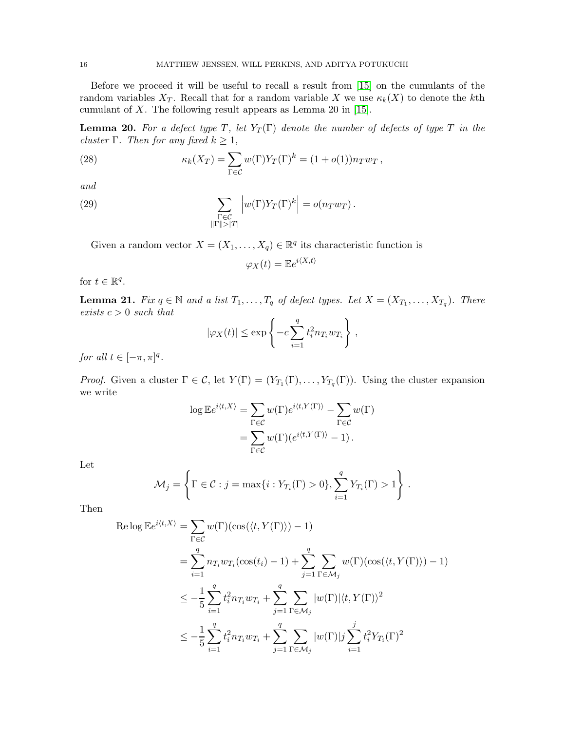Before we proceed it will be useful to recall a result from [15] on the cumulants of the random variables $X_T$. Recall that for a random variable $X$ we use $\kappa_k(X)$ to denote the $k$th cumulant of $X$. The following result appears as Lemma 20 in [15].

**Lemma 20.** *For a defect type $T$, let $Y_T(\Gamma)$ denote the number of defects of type $T$ in the cluster $\Gamma$. Then for any fixed $k \geq 1$,*

$$\kappa_k(X_T) = \sum_{\Gamma \in \mathcal{C}} w(\Gamma) Y_T(\Gamma)^k = (1+o(1)) n_T w_T \,, \tag{28}$$

*and*

$$\sum_{\substack{\Gamma \in \mathcal{C} \\ \|\Gamma\| > |T|}} \left| w(\Gamma) Y_T(\Gamma)^k \right| = o(n_T w_T) \,. \tag{29}$$

Given a random vector $X = (X_1, \ldots, X_q) \in \mathbb{R}^q$ its characteristic function is

$$\varphi_X(t) = \mathbb{E} e^{i\langle X, t\rangle}$$

for $t \in \mathbb{R}^q$.

**Lemma 21.** *Fix $q \in \mathbb{N}$ and a list $T_1, \ldots, T_q$ of defect types. Let $X = (X_{T_1}, \ldots, X_{T_q})$. There exists $c > 0$ such that*

$$|\varphi_X(t)| \leq \exp\left\{ -c \sum_{i=1}^q t_i^2 n_{T_i} w_{T_i} \right\} ,$$

*for all $t \in [-\pi, \pi]^q$.*

*Proof.* Given a cluster $\Gamma \in \mathcal{C}$, let $Y(\Gamma) = (Y_{T_1}(\Gamma), \ldots, Y_{T_q}(\Gamma))$. Using the cluster expansion we write

$$\begin{aligned}
\log \mathbb{E} e^{i\langle t, X\rangle} &= \sum_{\Gamma \in \mathcal{C}} w(\Gamma) e^{i\langle t, Y(\Gamma)\rangle} - \sum_{\Gamma \in \mathcal{C}} w(\Gamma) \\
&= \sum_{\Gamma \in \mathcal{C}} w(\Gamma)(e^{i\langle t, Y(\Gamma)\rangle} - 1) \,.
\end{aligned}$$

Let

$$\mathcal{M}_j = \left\{ \Gamma \in \mathcal{C} : j = \max\{i : Y_{T_i}(\Gamma) > 0\}, \sum_{i=1}^q Y_{T_i}(\Gamma) > 1 \right\} .$$

Then

$$\begin{aligned}
\operatorname{Re} \log \mathbb{E} e^{i\langle t, X\rangle} &= \sum_{\Gamma \in \mathcal{C}} w(\Gamma)(\cos(\langle t, Y(\Gamma)\rangle) - 1) \\
&= \sum_{i=1}^q n_{T_i} w_{T_i}(\cos(t_i) - 1) + \sum_{j=1}^q \sum_{\Gamma \in \mathcal{M}_j} w(\Gamma)(\cos(\langle t, Y(\Gamma)\rangle) - 1) \\
&\leq -\frac{1}{5} \sum_{i=1}^q t_i^2 n_{T_i} w_{T_i} + \sum_{j=1}^q \sum_{\Gamma \in \mathcal{M}_j} |w(\Gamma)| \langle t, Y(\Gamma)\rangle^2 \\
&\leq -\frac{1}{5} \sum_{i=1}^q t_i^2 n_{T_i} w_{T_i} + \sum_{j=1}^q \sum_{\Gamma \in \mathcal{M}_j} |w(\Gamma)| j \sum_{i=1}^j t_i^2 Y_{T_i}(\Gamma)^2
\end{aligned}$$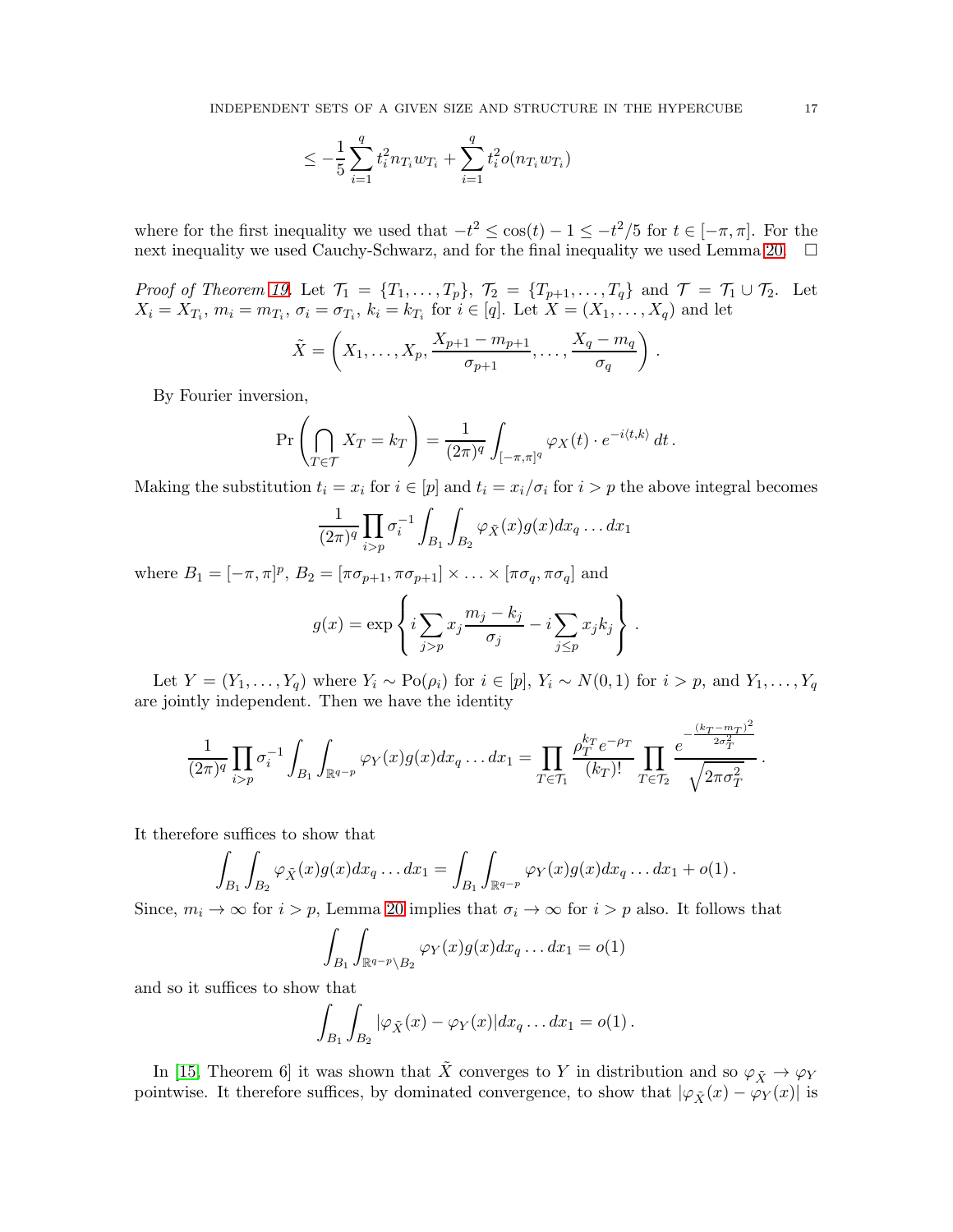$$\leq -\frac{1}{5}\sum_{i=1}^{q} t_i^2 n_{T_i} w_{T_i} + \sum_{i=1}^{q} t_i^2 o(n_{T_i} w_{T_i})$$

where for the first inequality we used that $-t^2 \leq \cos(t) - 1 \leq -t^2/5$ for $t \in [-\pi, \pi]$. For the next inequality we used Cauchy-Schwarz, and for the final inequality we used Lemma 20. $\square$

*Proof of Theorem 19.* Let $\mathcal{T}_1 = \{T_1, \ldots, T_p\}$, $\mathcal{T}_2 = \{T_{p+1}, \ldots, T_q\}$ and $\mathcal{T} = \mathcal{T}_1 \cup \mathcal{T}_2$. Let $X_i = X_{T_i}$, $m_i = m_{T_i}$, $\sigma_i = \sigma_{T_i}$, $k_i = k_{T_i}$ for $i \in [q]$. Let $X = (X_1, \ldots, X_q)$ and let

$$\tilde{X} = \left( X_1, \ldots, X_p, \frac{X_{p+1} - m_{p+1}}{\sigma_{p+1}}, \ldots, \frac{X_q - m_q}{\sigma_q} \right).$$

By Fourier inversion,

$$\Pr\left( \bigcap_{T \in \mathcal{T}} X_T = k_T \right) = \frac{1}{(2\pi)^q} \int_{[-\pi,\pi]^q} \varphi_X(t) \cdot e^{-i\langle t, k\rangle}\, dt\,.$$

Making the substitution $t_i = x_i$ for $i \in [p]$ and $t_i = x_i/\sigma_i$ for $i > p$ the above integral becomes

$$\frac{1}{(2\pi)^q}\prod_{i>p}\sigma_i^{-1}\int_{B_1}\int_{B_2}\varphi_{\tilde{X}}(x)g(x)dx_q\ldots dx_1$$

where $B_1 = [-\pi, \pi]^p$, $B_2 = [\pi\sigma_{p+1}, \pi\sigma_{p+1}] \times \ldots \times [\pi\sigma_q, \pi\sigma_q]$ and

$$g(x) = \exp\left\{ i\sum_{j>p} x_j \frac{m_j - k_j}{\sigma_j} - i\sum_{j\leq p} x_j k_j \right\}.$$

Let $Y = (Y_1, \ldots, Y_q)$ where $Y_i \sim \mathrm{Po}(\rho_i)$ for $i \in [p]$, $Y_i \sim N(0, 1)$ for $i > p$, and $Y_1, \ldots, Y_q$ are jointly independent. Then we have the identity

$$\frac{1}{(2\pi)^q}\prod_{i>p}\sigma_i^{-1}\int_{B_1}\int_{\mathbb{R}^{q-p}}\varphi_Y(x)g(x)dx_q\ldots dx_1 = \prod_{T\in\mathcal{T}_1}\frac{\rho_T^{k_T}e^{-\rho_T}}{(k_T)!}\prod_{T\in\mathcal{T}_2}\frac{e^{-\frac{(k_T-m_T)^2}{2\sigma_T^2}}}{\sqrt{2\pi\sigma_T^2}}.$$

It therefore suffices to show that

$$\int_{B_1}\int_{B_2}\varphi_{\tilde{X}}(x)g(x)dx_q\ldots dx_1 = \int_{B_1}\int_{\mathbb{R}^{q-p}}\varphi_Y(x)g(x)dx_q\ldots dx_1 + o(1)\,.$$

Since, $m_i \to \infty$ for $i > p$, Lemma 20 implies that $\sigma_i \to \infty$ for $i > p$ also. It follows that

$$\int_{B_1}\int_{\mathbb{R}^{q-p}\setminus B_2}\varphi_Y(x)g(x)dx_q\ldots dx_1 = o(1)$$

and so it suffices to show that

$$\int_{B_1}\int_{B_2}|\varphi_{\tilde{X}}(x) - \varphi_Y(x)|dx_q\ldots dx_1 = o(1)\,.$$

In [15, Theorem 6] it was shown that $\tilde{X}$ converges to $Y$ in distribution and so $\varphi_{\tilde{X}} \to \varphi_Y$ pointwise. It therefore suffices, by dominated convergence, to show that $|\varphi_{\tilde{X}}(x) - \varphi_Y(x)|$ is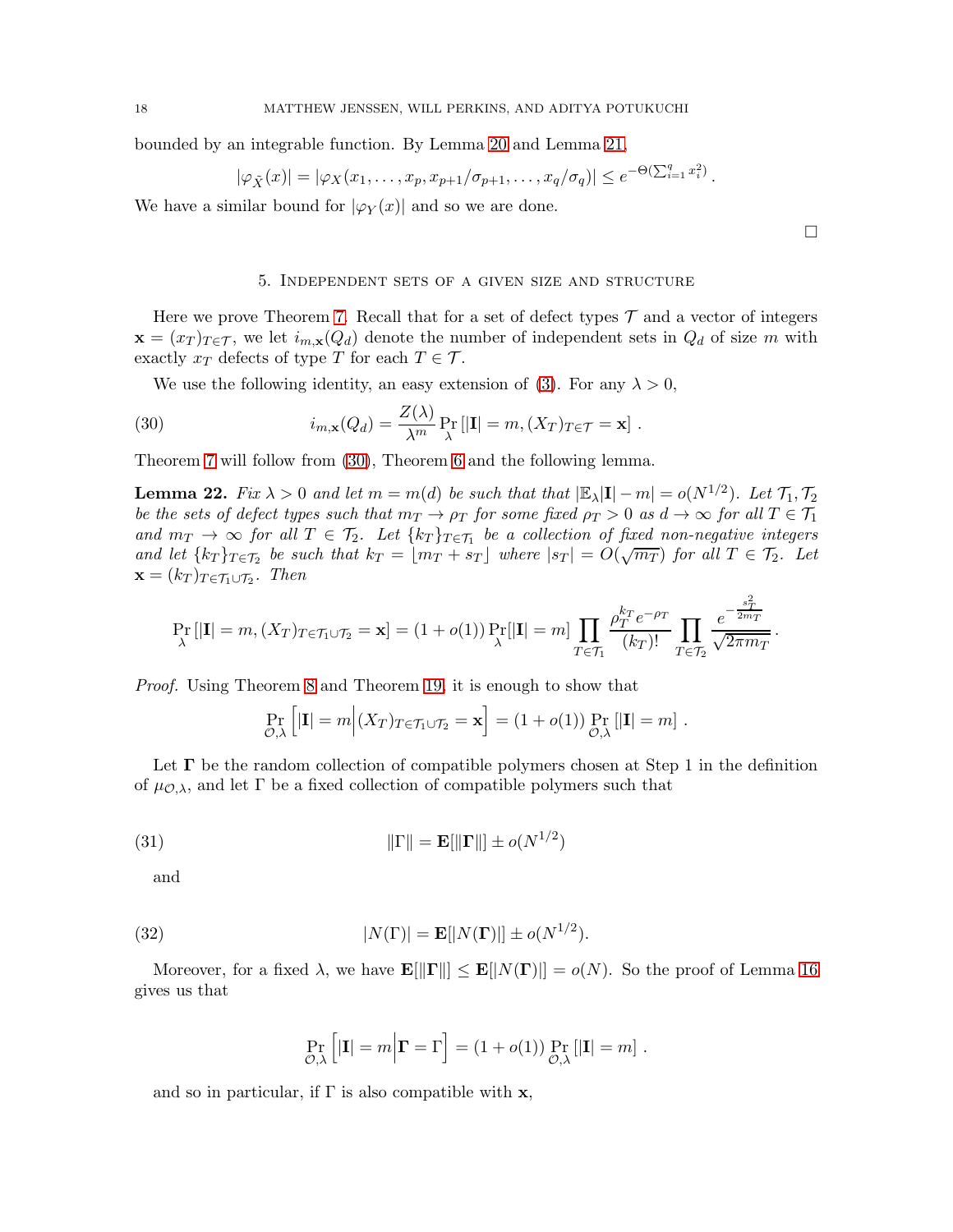bounded by an integrable function. By Lemma 20 and Lemma 21,

$$|\varphi_{\tilde{X}}(x)| = |\varphi_X(x_1, \ldots, x_p, x_{p+1}/\sigma_{p+1}, \ldots, x_q/\sigma_q)| \le e^{-\Theta(\sum_{i=1}^q x_i^2)}.$$

We have a similar bound for $|\varphi_Y(x)|$ and so we are done.

□

## 5. Independent sets of a given size and structure

Here we prove Theorem 7. Recall that for a set of defect types $\mathcal{T}$ and a vector of integers $\mathbf{x} = (x_T)_{T\in\mathcal{T}}$, we let $i_{m,\mathbf{x}}(Q_d)$ denote the number of independent sets in $Q_d$ of size $m$ with exactly $x_T$ defects of type $T$ for each $T \in \mathcal{T}$.

We use the following identity, an easy extension of (3). For any $\lambda > 0$,

$$i_{m,\mathbf{x}}(Q_d) = \frac{Z(\lambda)}{\lambda^m} \Pr_\lambda \left[|\mathbf{I}| = m, (X_T)_{T\in\mathcal{T}} = \mathbf{x}\right]. \tag{30}$$

Theorem 7 will follow from (30), Theorem 6 and the following lemma.

**Lemma 22.** *Fix $\lambda > 0$ and let $m = m(d)$ be such that that $|\mathbb{E}_\lambda|\mathbf{I}| - m| = o(N^{1/2})$. Let $\mathcal{T}_1, \mathcal{T}_2$ be the sets of defect types such that $m_T \to \rho_T$ for some fixed $\rho_T > 0$ as $d \to \infty$ for all $T \in \mathcal{T}_1$ and $m_T \to \infty$ for all $T \in \mathcal{T}_2$. Let $\{k_T\}_{T\in\mathcal{T}_1}$ be a collection of fixed non-negative integers and let $\{k_T\}_{T\in\mathcal{T}_2}$ be such that $k_T = \lfloor m_T + s_T \rfloor$ where $|s_T| = O(\sqrt{m_T})$ for all $T \in \mathcal{T}_2$. Let $\mathbf{x} = (k_T)_{T\in\mathcal{T}_1\cup\mathcal{T}_2}$. Then*

$$\Pr_\lambda \left[|\mathbf{I}| = m, (X_T)_{T\in\mathcal{T}_1\cup\mathcal{T}_2} = \mathbf{x}\right] = (1 + o(1)) \Pr_\lambda[|\mathbf{I}| = m] \prod_{T\in\mathcal{T}_1} \frac{\rho_T^{k_T} e^{-\rho_T}}{(k_T)!} \prod_{T\in\mathcal{T}_2} \frac{e^{-\frac{s_T^2}{2m_T}}}{\sqrt{2\pi m_T}}.$$

*Proof.* Using Theorem 8 and Theorem 19, it is enough to show that

$$\Pr_{\mathcal{O},\lambda} \left[|\mathbf{I}| = m \Big| (X_T)_{T\in\mathcal{T}_1\cup\mathcal{T}_2} = \mathbf{x}\right] = (1 + o(1)) \Pr_{\mathcal{O},\lambda} [|\mathbf{I}| = m].$$

Let $\mathbf{\Gamma}$ be the random collection of compatible polymers chosen at Step 1 in the definition of $\mu_{\mathcal{O},\lambda}$, and let $\Gamma$ be a fixed collection of compatible polymers such that

$$\|\Gamma\| = \mathbf{E}[\|\mathbf{\Gamma}\|] \pm o(N^{1/2}) \tag{31}$$

and

$$|N(\Gamma)| = \mathbf{E}[|N(\mathbf{\Gamma})|] \pm o(N^{1/2}). \tag{32}$$

Moreover, for a fixed $\lambda$, we have $\mathbf{E}[\|\mathbf{\Gamma}\|] \le \mathbf{E}[|N(\mathbf{\Gamma})|] = o(N)$. So the proof of Lemma 16 gives us that

$$\Pr_{\mathcal{O},\lambda} \left[|\mathbf{I}| = m \Big| \mathbf{\Gamma} = \Gamma\right] = (1 + o(1)) \Pr_{\mathcal{O},\lambda} [|\mathbf{I}| = m].$$

and so in particular, if $\Gamma$ is also compatible with $\mathbf{x}$,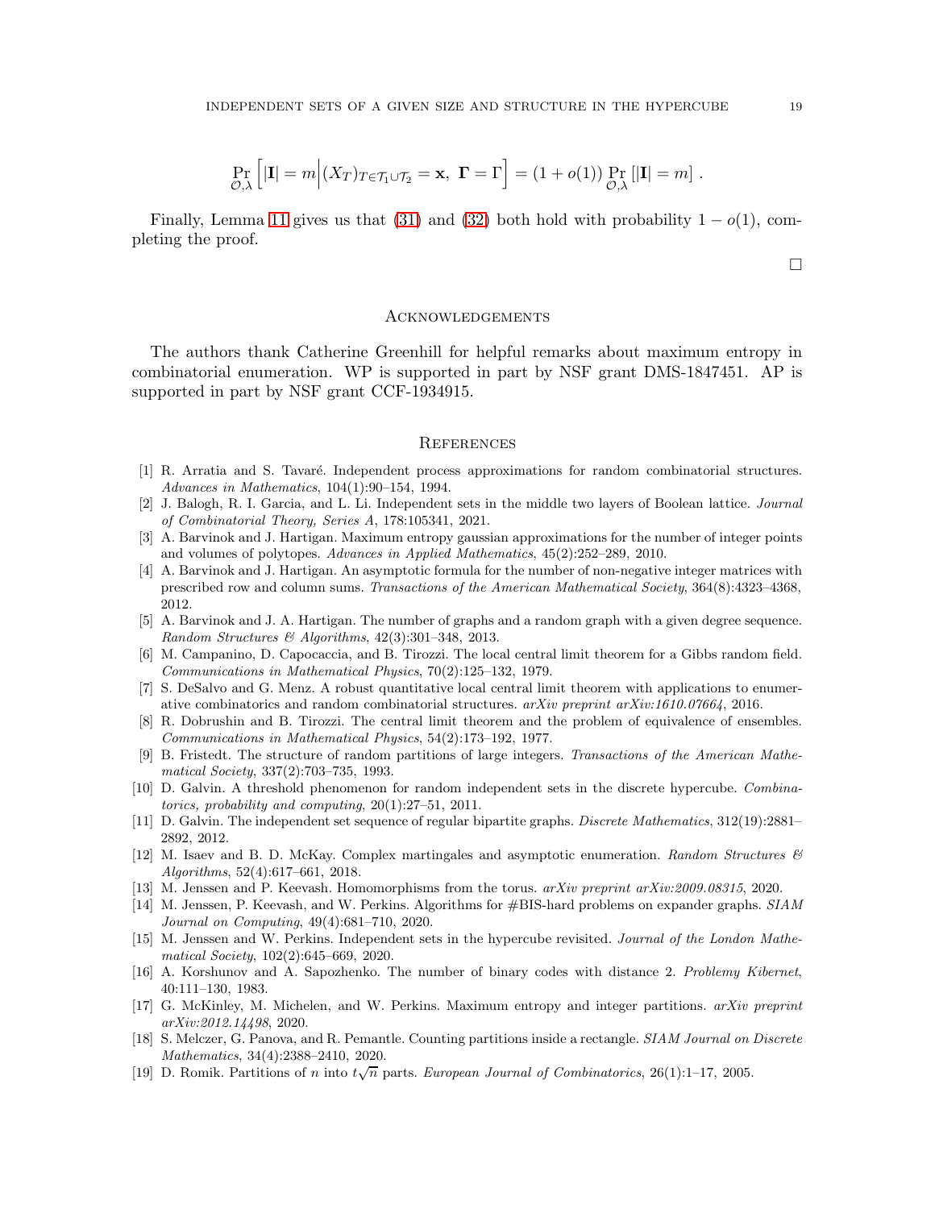$$\Pr_{\mathcal{O},\lambda}\left[|\mathbf{I}| = m \,\Big|\, (X_T)_{T\in\mathcal{T}_1\cup\mathcal{T}_2} = \mathbf{x},\ \mathbf{\Gamma} = \Gamma\right] = (1+o(1)) \Pr_{\mathcal{O},\lambda}\left[|\mathbf{I}| = m\right] .$$

Finally, Lemma 11 gives us that (31) and (32) both hold with probability $1 - o(1)$, completing the proof.

□

## Acknowledgements

The authors thank Catherine Greenhill for helpful remarks about maximum entropy in combinatorial enumeration. WP is supported in part by NSF grant DMS-1847451. AP is supported in part by NSF grant CCF-1934915.

## References

[1] R. Arratia and S. Tavaré. Independent process approximations for random combinatorial structures. *Advances in Mathematics*, 104(1):90–154, 1994.

[2] J. Balogh, R. I. Garcia, and L. Li. Independent sets in the middle two layers of Boolean lattice. *Journal of Combinatorial Theory, Series A*, 178:105341, 2021.

[3] A. Barvinok and J. Hartigan. Maximum entropy gaussian approximations for the number of integer points and volumes of polytopes. *Advances in Applied Mathematics*, 45(2):252–289, 2010.

[4] A. Barvinok and J. Hartigan. An asymptotic formula for the number of non-negative integer matrices with prescribed row and column sums. *Transactions of the American Mathematical Society*, 364(8):4323–4368, 2012.

[5] A. Barvinok and J. A. Hartigan. The number of graphs and a random graph with a given degree sequence. *Random Structures & Algorithms*, 42(3):301–348, 2013.

[6] M. Campanino, D. Capocaccia, and B. Tirozzi. The local central limit theorem for a Gibbs random field. *Communications in Mathematical Physics*, 70(2):125–132, 1979.

[7] S. DeSalvo and G. Menz. A robust quantitative local central limit theorem with applications to enumerative combinatorics and random combinatorial structures. *arXiv preprint arXiv:1610.07664*, 2016.

[8] R. Dobrushin and B. Tirozzi. The central limit theorem and the problem of equivalence of ensembles. *Communications in Mathematical Physics*, 54(2):173–192, 1977.

[9] B. Fristedt. The structure of random partitions of large integers. *Transactions of the American Mathematical Society*, 337(2):703–735, 1993.

[10] D. Galvin. A threshold phenomenon for random independent sets in the discrete hypercube. *Combinatorics, probability and computing*, 20(1):27–51, 2011.

[11] D. Galvin. The independent set sequence of regular bipartite graphs. *Discrete Mathematics*, 312(19):2881–2892, 2012.

[12] M. Isaev and B. D. McKay. Complex martingales and asymptotic enumeration. *Random Structures & Algorithms*, 52(4):617–661, 2018.

[13] M. Jenssen and P. Keevash. Homomorphisms from the torus. *arXiv preprint arXiv:2009.08315*, 2020.

[14] M. Jenssen, P. Keevash, and W. Perkins. Algorithms for #BIS-hard problems on expander graphs. *SIAM Journal on Computing*, 49(4):681–710, 2020.

[15] M. Jenssen and W. Perkins. Independent sets in the hypercube revisited. *Journal of the London Mathematical Society*, 102(2):645–669, 2020.

[16] A. Korshunov and A. Sapozhenko. The number of binary codes with distance 2. *Problemy Kibernet*, 40:111–130, 1983.

[17] G. McKinley, M. Michelen, and W. Perkins. Maximum entropy and integer partitions. *arXiv preprint arXiv:2012.14498*, 2020.

[18] S. Melczer, G. Panova, and R. Pemantle. Counting partitions inside a rectangle. *SIAM Journal on Discrete Mathematics*, 34(4):2388–2410, 2020.

[19] D. Romik. Partitions of $n$ into $t\sqrt{n}$ parts. *European Journal of Combinatorics*, 26(1):1–17, 2005.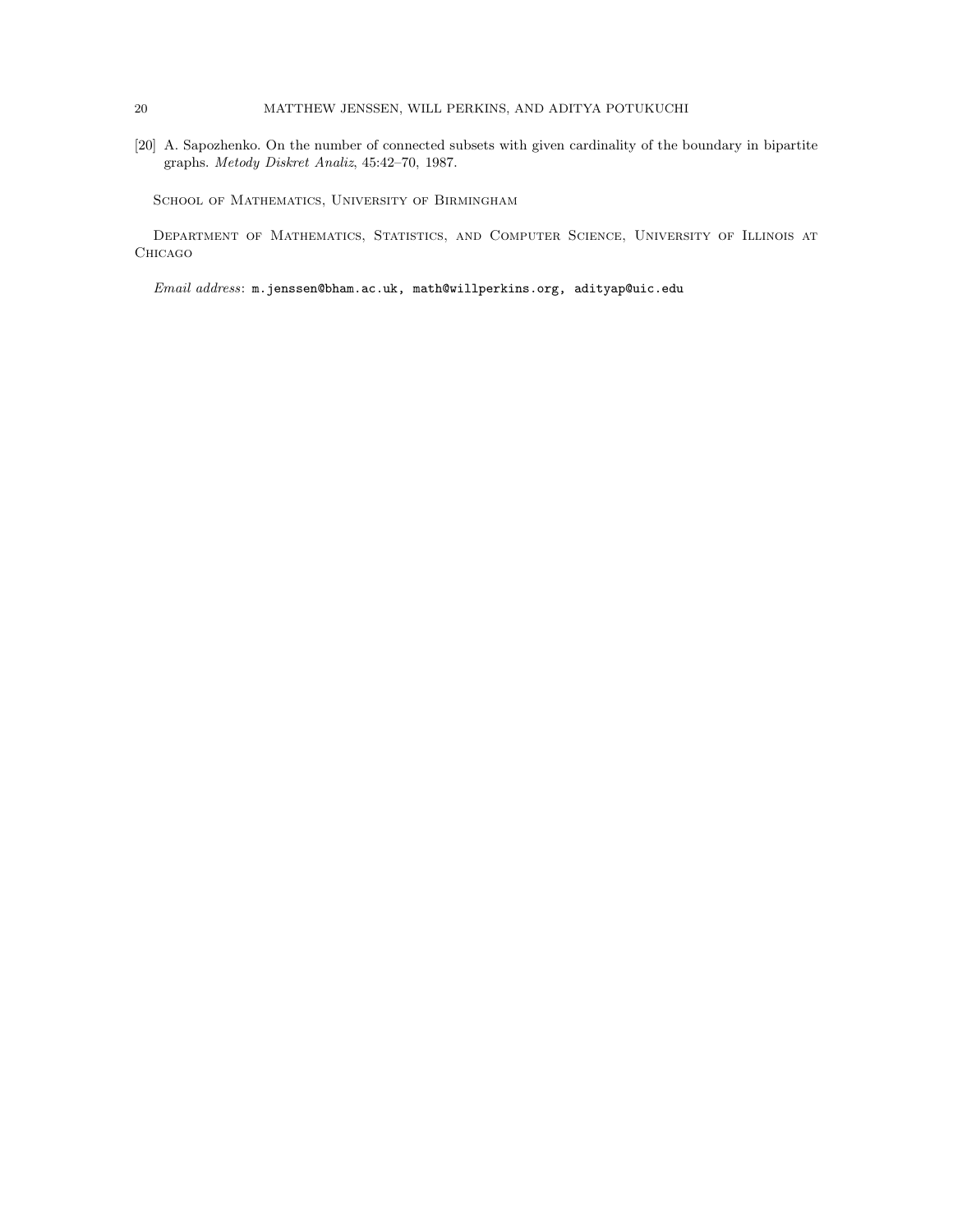[20] A. Sapozhenko. On the number of connected subsets with given cardinality of the boundary in bipartite graphs. *Metody Diskret Analiz*, 45:42–70, 1987.

School of Mathematics, University of Birmingham

Department of Mathematics, Statistics, and Computer Science, University of Illinois at Chicago

*Email address*: `m.jenssen@bham.ac.uk, math@willperkins.org, adityap@uic.edu`